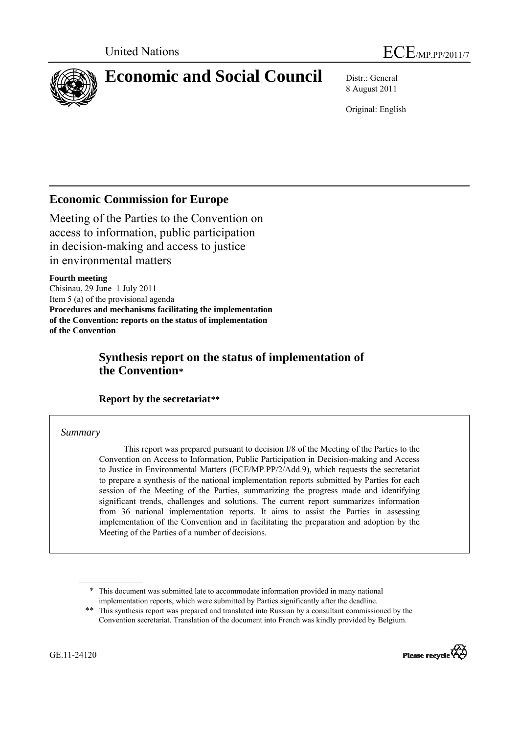United Nations ECE/MP.PP/2011/7

# Economic and Social Council

Distr.: General
8 August 2011

Original: English

## Economic Commission for Europe

Meeting of the Parties to the Convention on access to information, public participation in decision-making and access to justice in environmental matters

**Fourth meeting**
Chisinau, 29 June–1 July 2011
Item 5 (a) of the provisional agenda
**Procedures and mechanisms facilitating the implementation of the Convention: reports on the status of implementation of the Convention**

### Synthesis report on the status of implementation of the Convention*

#### Report by the secretariat**

*Summary*

This report was prepared pursuant to decision I/8 of the Meeting of the Parties to the Convention on Access to Information, Public Participation in Decision-making and Access to Justice in Environmental Matters (ECE/MP.PP/2/Add.9), which requests the secretariat to prepare a synthesis of the national implementation reports submitted by Parties for each session of the Meeting of the Parties, summarizing the progress made and identifying significant trends, challenges and solutions. The current report summarizes information from 36 national implementation reports. It aims to assist the Parties in assessing implementation of the Convention and in facilitating the preparation and adoption by the Meeting of the Parties of a number of decisions.

\* This document was submitted late to accommodate information provided in many national implementation reports, which were submitted by Parties significantly after the deadline.

\*\* This synthesis report was prepared and translated into Russian by a consultant commissioned by the Convention secretariat. Translation of the document into French was kindly provided by Belgium.

GE.11-24120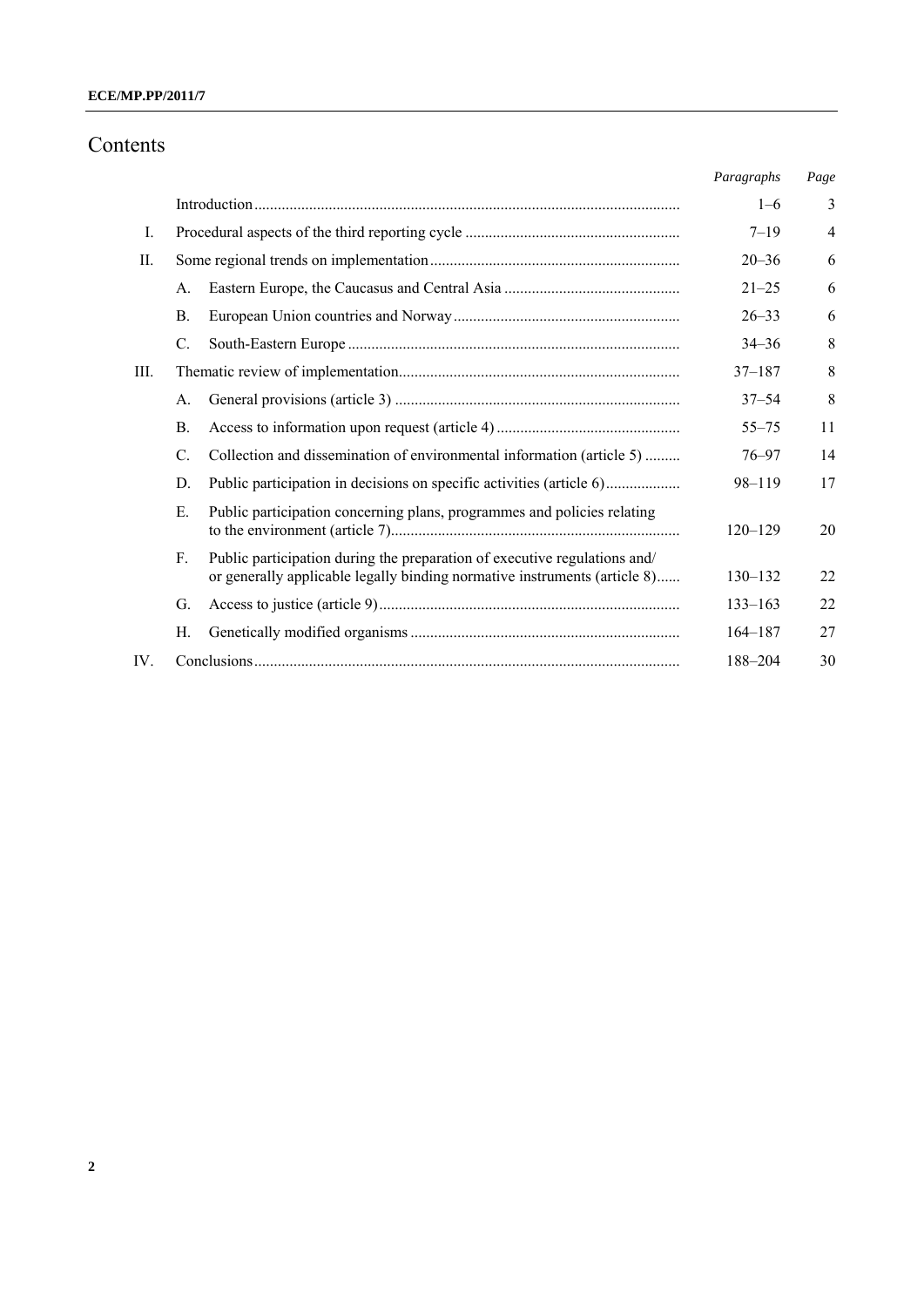# Contents

| | | Paragraphs | Page |
|---|---|---|---|
| | Introduction | 1–6 | 3 |
| I. | Procedural aspects of the third reporting cycle | 7–19 | 4 |
| II. | Some regional trends on implementation | 20–36 | 6 |
| | A. Eastern Europe, the Caucasus and Central Asia | 21–25 | 6 |
| | B. European Union countries and Norway | 26–33 | 6 |
| | C. South-Eastern Europe | 34–36 | 8 |
| III. | Thematic review of implementation | 37–187 | 8 |
| | A. General provisions (article 3) | 37–54 | 8 |
| | B. Access to information upon request (article 4) | 55–75 | 11 |
| | C. Collection and dissemination of environmental information (article 5) | 76–97 | 14 |
| | D. Public participation in decisions on specific activities (article 6) | 98–119 | 17 |
| | E. Public participation concerning plans, programmes and policies relating to the environment (article 7) | 120–129 | 20 |
| | F. Public participation during the preparation of executive regulations and/ or generally applicable legally binding normative instruments (article 8) | 130–132 | 22 |
| | G. Access to justice (article 9) | 133–163 | 22 |
| | H. Genetically modified organisms | 164–187 | 27 |
| IV. | Conclusions | 188–204 | 30 |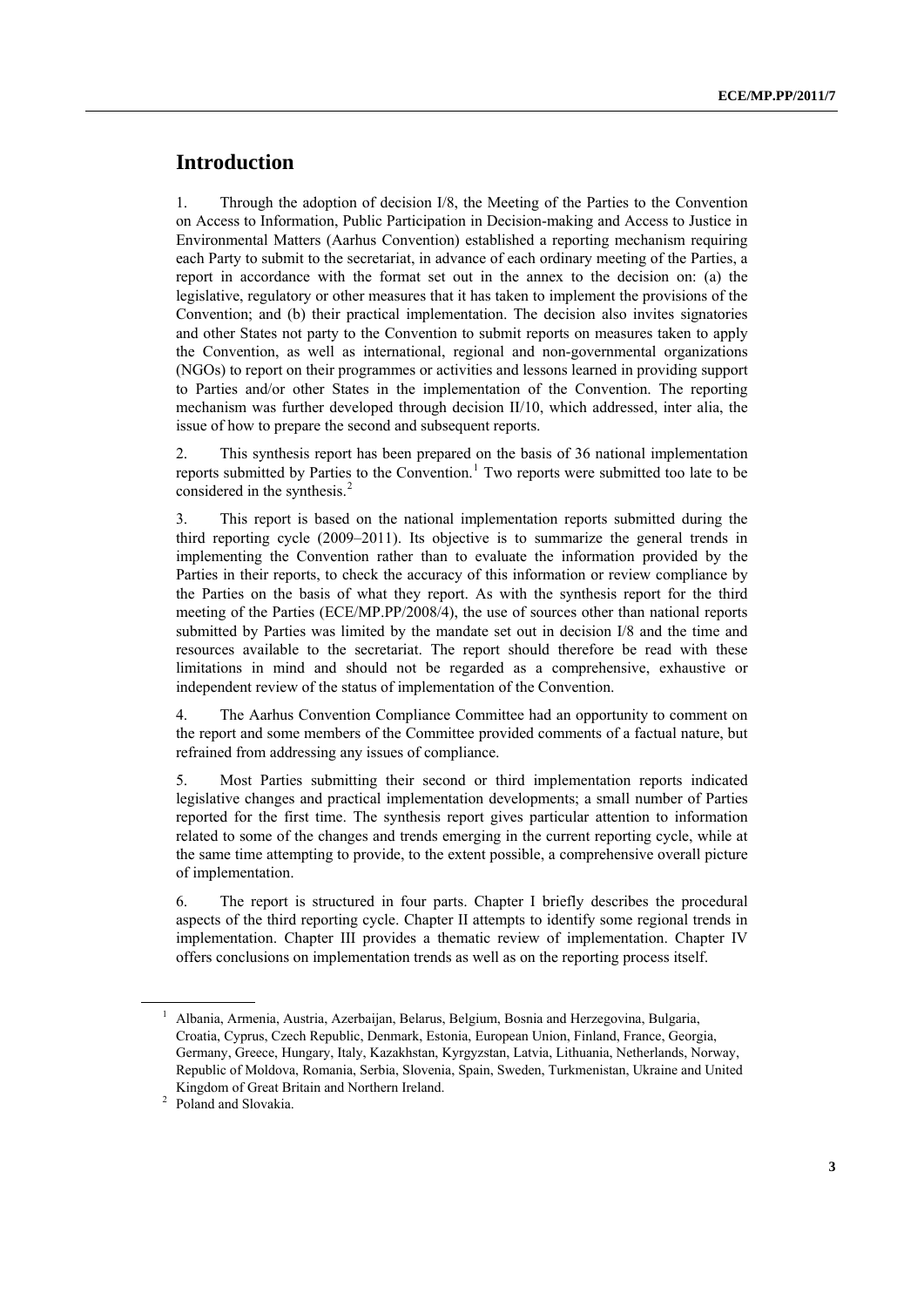# Introduction

1. Through the adoption of decision I/8, the Meeting of the Parties to the Convention on Access to Information, Public Participation in Decision-making and Access to Justice in Environmental Matters (Aarhus Convention) established a reporting mechanism requiring each Party to submit to the secretariat, in advance of each ordinary meeting of the Parties, a report in accordance with the format set out in the annex to the decision on: (a) the legislative, regulatory or other measures that it has taken to implement the provisions of the Convention; and (b) their practical implementation. The decision also invites signatories and other States not party to the Convention to submit reports on measures taken to apply the Convention, as well as international, regional and non-governmental organizations (NGOs) to report on their programmes or activities and lessons learned in providing support to Parties and/or other States in the implementation of the Convention. The reporting mechanism was further developed through decision II/10, which addressed, inter alia, the issue of how to prepare the second and subsequent reports.

2. This synthesis report has been prepared on the basis of 36 national implementation reports submitted by Parties to the Convention.[1] Two reports were submitted too late to be considered in the synthesis.[2]

3. This report is based on the national implementation reports submitted during the third reporting cycle (2009–2011). Its objective is to summarize the general trends in implementing the Convention rather than to evaluate the information provided by the Parties in their reports, to check the accuracy of this information or review compliance by the Parties on the basis of what they report. As with the synthesis report for the third meeting of the Parties (ECE/MP.PP/2008/4), the use of sources other than national reports submitted by Parties was limited by the mandate set out in decision I/8 and the time and resources available to the secretariat. The report should therefore be read with these limitations in mind and should not be regarded as a comprehensive, exhaustive or independent review of the status of implementation of the Convention.

4. The Aarhus Convention Compliance Committee had an opportunity to comment on the report and some members of the Committee provided comments of a factual nature, but refrained from addressing any issues of compliance.

5. Most Parties submitting their second or third implementation reports indicated legislative changes and practical implementation developments; a small number of Parties reported for the first time. The synthesis report gives particular attention to information related to some of the changes and trends emerging in the current reporting cycle, while at the same time attempting to provide, to the extent possible, a comprehensive overall picture of implementation.

6. The report is structured in four parts. Chapter I briefly describes the procedural aspects of the third reporting cycle. Chapter II attempts to identify some regional trends in implementation. Chapter III provides a thematic review of implementation. Chapter IV offers conclusions on implementation trends as well as on the reporting process itself.

---

[1] Albania, Armenia, Austria, Azerbaijan, Belarus, Belgium, Bosnia and Herzegovina, Bulgaria, Croatia, Cyprus, Czech Republic, Denmark, Estonia, European Union, Finland, France, Georgia, Germany, Greece, Hungary, Italy, Kazakhstan, Kyrgyzstan, Latvia, Lithuania, Netherlands, Norway, Republic of Moldova, Romania, Serbia, Slovenia, Spain, Sweden, Turkmenistan, Ukraine and United Kingdom of Great Britain and Northern Ireland.

[2] Poland and Slovakia.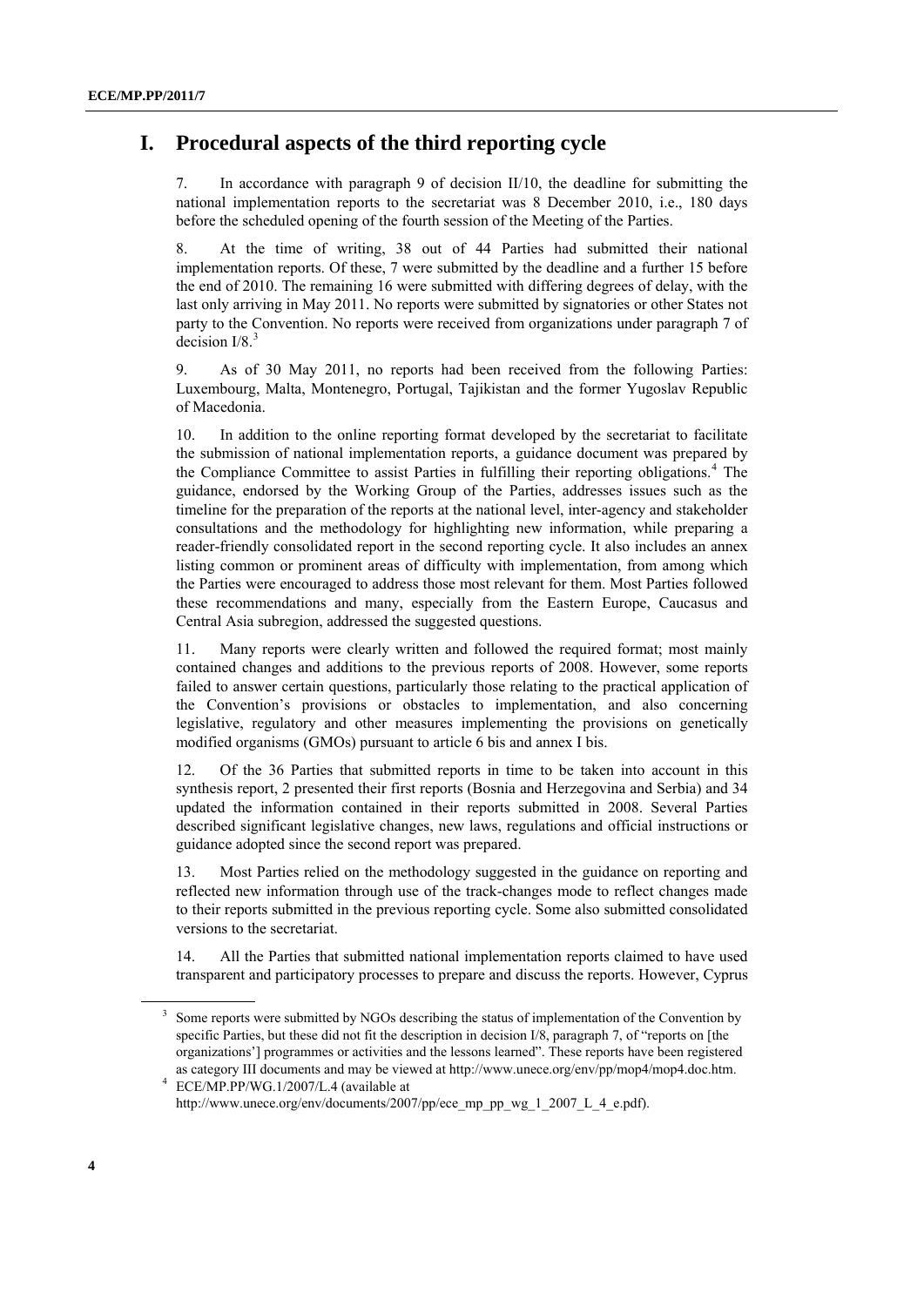# I. Procedural aspects of the third reporting cycle

7. In accordance with paragraph 9 of decision II/10, the deadline for submitting the national implementation reports to the secretariat was 8 December 2010, i.e., 180 days before the scheduled opening of the fourth session of the Meeting of the Parties.

8. At the time of writing, 38 out of 44 Parties had submitted their national implementation reports. Of these, 7 were submitted by the deadline and a further 15 before the end of 2010. The remaining 16 were submitted with differing degrees of delay, with the last only arriving in May 2011. No reports were submitted by signatories or other States not party to the Convention. No reports were received from organizations under paragraph 7 of decision I/8.[3]

9. As of 30 May 2011, no reports had been received from the following Parties: Luxembourg, Malta, Montenegro, Portugal, Tajikistan and the former Yugoslav Republic of Macedonia.

10. In addition to the online reporting format developed by the secretariat to facilitate the submission of national implementation reports, a guidance document was prepared by the Compliance Committee to assist Parties in fulfilling their reporting obligations.[4] The guidance, endorsed by the Working Group of the Parties, addresses issues such as the timeline for the preparation of the reports at the national level, inter-agency and stakeholder consultations and the methodology for highlighting new information, while preparing a reader-friendly consolidated report in the second reporting cycle. It also includes an annex listing common or prominent areas of difficulty with implementation, from among which the Parties were encouraged to address those most relevant for them. Most Parties followed these recommendations and many, especially from the Eastern Europe, Caucasus and Central Asia subregion, addressed the suggested questions.

11. Many reports were clearly written and followed the required format; most mainly contained changes and additions to the previous reports of 2008. However, some reports failed to answer certain questions, particularly those relating to the practical application of the Convention's provisions or obstacles to implementation, and also concerning legislative, regulatory and other measures implementing the provisions on genetically modified organisms (GMOs) pursuant to article 6 bis and annex I bis.

12. Of the 36 Parties that submitted reports in time to be taken into account in this synthesis report, 2 presented their first reports (Bosnia and Herzegovina and Serbia) and 34 updated the information contained in their reports submitted in 2008. Several Parties described significant legislative changes, new laws, regulations and official instructions or guidance adopted since the second report was prepared.

13. Most Parties relied on the methodology suggested in the guidance on reporting and reflected new information through use of the track-changes mode to reflect changes made to their reports submitted in the previous reporting cycle. Some also submitted consolidated versions to the secretariat.

14. All the Parties that submitted national implementation reports claimed to have used transparent and participatory processes to prepare and discuss the reports. However, Cyprus

---

[3] Some reports were submitted by NGOs describing the status of implementation of the Convention by specific Parties, but these did not fit the description in decision I/8, paragraph 7, of "reports on [the organizations'] programmes or activities and the lessons learned". These reports have been registered as category III documents and may be viewed at http://www.unece.org/env/pp/mop4/mop4.doc.htm.

[4] ECE/MP.PP/WG.1/2007/L.4 (available at http://www.unece.org/env/documents/2007/pp/ece_mp_pp_wg_1_2007_L_4_e.pdf).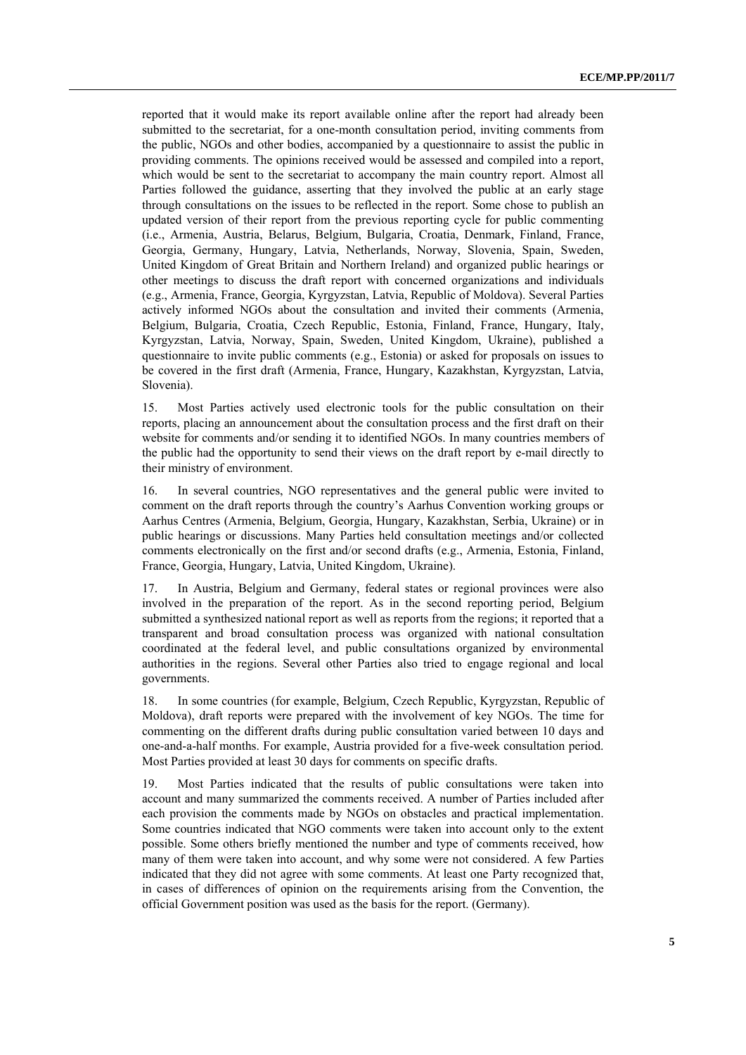reported that it would make its report available online after the report had already been submitted to the secretariat, for a one-month consultation period, inviting comments from the public, NGOs and other bodies, accompanied by a questionnaire to assist the public in providing comments. The opinions received would be assessed and compiled into a report, which would be sent to the secretariat to accompany the main country report. Almost all Parties followed the guidance, asserting that they involved the public at an early stage through consultations on the issues to be reflected in the report. Some chose to publish an updated version of their report from the previous reporting cycle for public commenting (i.e., Armenia, Austria, Belarus, Belgium, Bulgaria, Croatia, Denmark, Finland, France, Georgia, Germany, Hungary, Latvia, Netherlands, Norway, Slovenia, Spain, Sweden, United Kingdom of Great Britain and Northern Ireland) and organized public hearings or other meetings to discuss the draft report with concerned organizations and individuals (e.g., Armenia, France, Georgia, Kyrgyzstan, Latvia, Republic of Moldova). Several Parties actively informed NGOs about the consultation and invited their comments (Armenia, Belgium, Bulgaria, Croatia, Czech Republic, Estonia, Finland, France, Hungary, Italy, Kyrgyzstan, Latvia, Norway, Spain, Sweden, United Kingdom, Ukraine), published a questionnaire to invite public comments (e.g., Estonia) or asked for proposals on issues to be covered in the first draft (Armenia, France, Hungary, Kazakhstan, Kyrgyzstan, Latvia, Slovenia).

15. Most Parties actively used electronic tools for the public consultation on their reports, placing an announcement about the consultation process and the first draft on their website for comments and/or sending it to identified NGOs. In many countries members of the public had the opportunity to send their views on the draft report by e-mail directly to their ministry of environment.

16. In several countries, NGO representatives and the general public were invited to comment on the draft reports through the country's Aarhus Convention working groups or Aarhus Centres (Armenia, Belgium, Georgia, Hungary, Kazakhstan, Serbia, Ukraine) or in public hearings or discussions. Many Parties held consultation meetings and/or collected comments electronically on the first and/or second drafts (e.g., Armenia, Estonia, Finland, France, Georgia, Hungary, Latvia, United Kingdom, Ukraine).

17. In Austria, Belgium and Germany, federal states or regional provinces were also involved in the preparation of the report. As in the second reporting period, Belgium submitted a synthesized national report as well as reports from the regions; it reported that a transparent and broad consultation process was organized with national consultation coordinated at the federal level, and public consultations organized by environmental authorities in the regions. Several other Parties also tried to engage regional and local governments.

18. In some countries (for example, Belgium, Czech Republic, Kyrgyzstan, Republic of Moldova), draft reports were prepared with the involvement of key NGOs. The time for commenting on the different drafts during public consultation varied between 10 days and one-and-a-half months. For example, Austria provided for a five-week consultation period. Most Parties provided at least 30 days for comments on specific drafts.

19. Most Parties indicated that the results of public consultations were taken into account and many summarized the comments received. A number of Parties included after each provision the comments made by NGOs on obstacles and practical implementation. Some countries indicated that NGO comments were taken into account only to the extent possible. Some others briefly mentioned the number and type of comments received, how many of them were taken into account, and why some were not considered. A few Parties indicated that they did not agree with some comments. At least one Party recognized that, in cases of differences of opinion on the requirements arising from the Convention, the official Government position was used as the basis for the report. (Germany).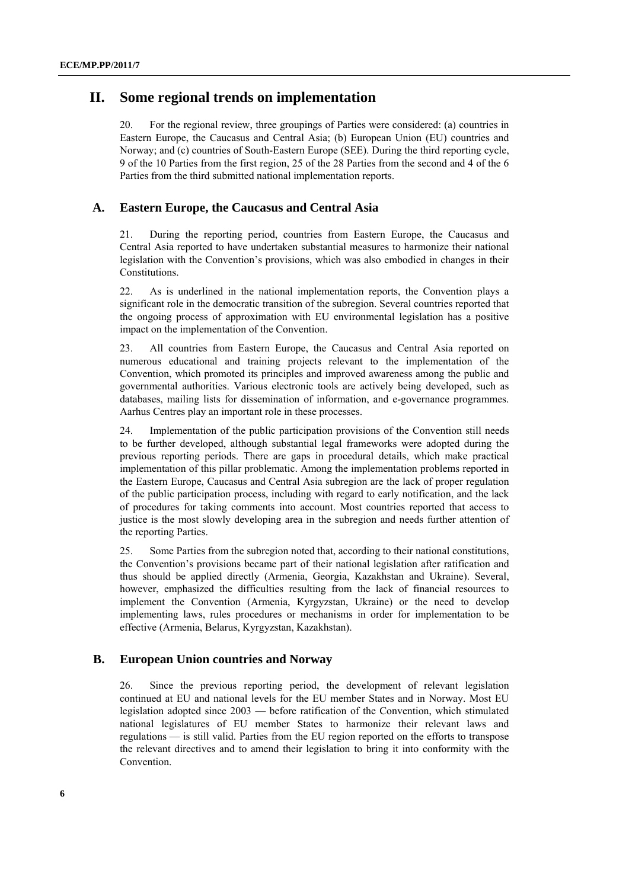## II. Some regional trends on implementation

20. For the regional review, three groupings of Parties were considered: (a) countries in Eastern Europe, the Caucasus and Central Asia; (b) European Union (EU) countries and Norway; and (c) countries of South-Eastern Europe (SEE). During the third reporting cycle, 9 of the 10 Parties from the first region, 25 of the 28 Parties from the second and 4 of the 6 Parties from the third submitted national implementation reports.

### A. Eastern Europe, the Caucasus and Central Asia

21. During the reporting period, countries from Eastern Europe, the Caucasus and Central Asia reported to have undertaken substantial measures to harmonize their national legislation with the Convention's provisions, which was also embodied in changes in their Constitutions.

22. As is underlined in the national implementation reports, the Convention plays a significant role in the democratic transition of the subregion. Several countries reported that the ongoing process of approximation with EU environmental legislation has a positive impact on the implementation of the Convention.

23. All countries from Eastern Europe, the Caucasus and Central Asia reported on numerous educational and training projects relevant to the implementation of the Convention, which promoted its principles and improved awareness among the public and governmental authorities. Various electronic tools are actively being developed, such as databases, mailing lists for dissemination of information, and e-governance programmes. Aarhus Centres play an important role in these processes.

24. Implementation of the public participation provisions of the Convention still needs to be further developed, although substantial legal frameworks were adopted during the previous reporting periods. There are gaps in procedural details, which make practical implementation of this pillar problematic. Among the implementation problems reported in the Eastern Europe, Caucasus and Central Asia subregion are the lack of proper regulation of the public participation process, including with regard to early notification, and the lack of procedures for taking comments into account. Most countries reported that access to justice is the most slowly developing area in the subregion and needs further attention of the reporting Parties.

25. Some Parties from the subregion noted that, according to their national constitutions, the Convention's provisions became part of their national legislation after ratification and thus should be applied directly (Armenia, Georgia, Kazakhstan and Ukraine). Several, however, emphasized the difficulties resulting from the lack of financial resources to implement the Convention (Armenia, Kyrgyzstan, Ukraine) or the need to develop implementing laws, rules procedures or mechanisms in order for implementation to be effective (Armenia, Belarus, Kyrgyzstan, Kazakhstan).

### B. European Union countries and Norway

26. Since the previous reporting period, the development of relevant legislation continued at EU and national levels for the EU member States and in Norway. Most EU legislation adopted since 2003 — before ratification of the Convention, which stimulated national legislatures of EU member States to harmonize their relevant laws and regulations — is still valid. Parties from the EU region reported on the efforts to transpose the relevant directives and to amend their legislation to bring it into conformity with the Convention.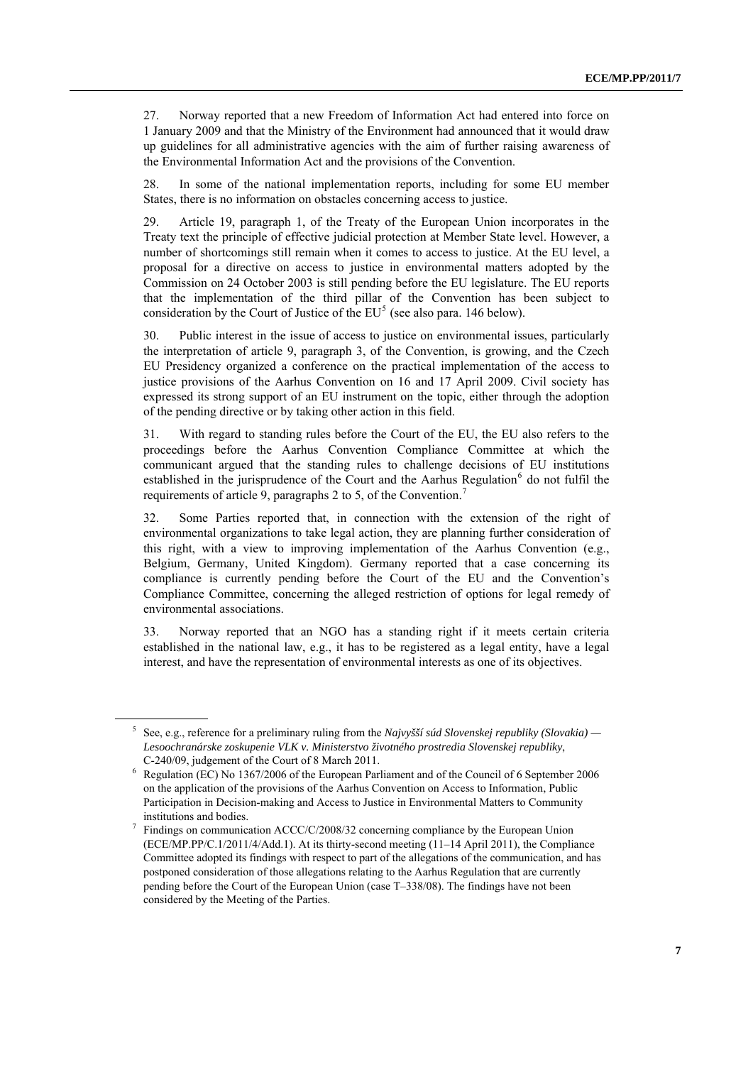27. Norway reported that a new Freedom of Information Act had entered into force on 1 January 2009 and that the Ministry of the Environment had announced that it would draw up guidelines for all administrative agencies with the aim of further raising awareness of the Environmental Information Act and the provisions of the Convention.

28. In some of the national implementation reports, including for some EU member States, there is no information on obstacles concerning access to justice.

29. Article 19, paragraph 1, of the Treaty of the European Union incorporates in the Treaty text the principle of effective judicial protection at Member State level. However, a number of shortcomings still remain when it comes to access to justice. At the EU level, a proposal for a directive on access to justice in environmental matters adopted by the Commission on 24 October 2003 is still pending before the EU legislature. The EU reports that the implementation of the third pillar of the Convention has been subject to consideration by the Court of Justice of the EU[5] (see also para. 146 below).

30. Public interest in the issue of access to justice on environmental issues, particularly the interpretation of article 9, paragraph 3, of the Convention, is growing, and the Czech EU Presidency organized a conference on the practical implementation of the access to justice provisions of the Aarhus Convention on 16 and 17 April 2009. Civil society has expressed its strong support of an EU instrument on the topic, either through the adoption of the pending directive or by taking other action in this field.

31. With regard to standing rules before the Court of the EU, the EU also refers to the proceedings before the Aarhus Convention Compliance Committee at which the communicant argued that the standing rules to challenge decisions of EU institutions established in the jurisprudence of the Court and the Aarhus Regulation[6] do not fulfil the requirements of article 9, paragraphs 2 to 5, of the Convention.[7]

32. Some Parties reported that, in connection with the extension of the right of environmental organizations to take legal action, they are planning further consideration of this right, with a view to improving implementation of the Aarhus Convention (e.g., Belgium, Germany, United Kingdom). Germany reported that a case concerning its compliance is currently pending before the Court of the EU and the Convention's Compliance Committee, concerning the alleged restriction of options for legal remedy of environmental associations.

33. Norway reported that an NGO has a standing right if it meets certain criteria established in the national law, e.g., it has to be registered as a legal entity, have a legal interest, and have the representation of environmental interests as one of its objectives.

---

[5] See, e.g., reference for a preliminary ruling from the *Najvyšší súd Slovenskej republiky (Slovakia) — Lesoochranárske zoskupenie VLK v. Ministerstvo životného prostredia Slovenskej republiky*, C-240/09, judgement of the Court of 8 March 2011.

[6] Regulation (EC) No 1367/2006 of the European Parliament and of the Council of 6 September 2006 on the application of the provisions of the Aarhus Convention on Access to Information, Public Participation in Decision-making and Access to Justice in Environmental Matters to Community institutions and bodies.

[7] Findings on communication ACCC/C/2008/32 concerning compliance by the European Union (ECE/MP.PP/C.1/2011/4/Add.1). At its thirty-second meeting (11–14 April 2011), the Compliance Committee adopted its findings with respect to part of the allegations of the communication, and has postponed consideration of those allegations relating to the Aarhus Regulation that are currently pending before the Court of the European Union (case T–338/08). The findings have not been considered by the Meeting of the Parties.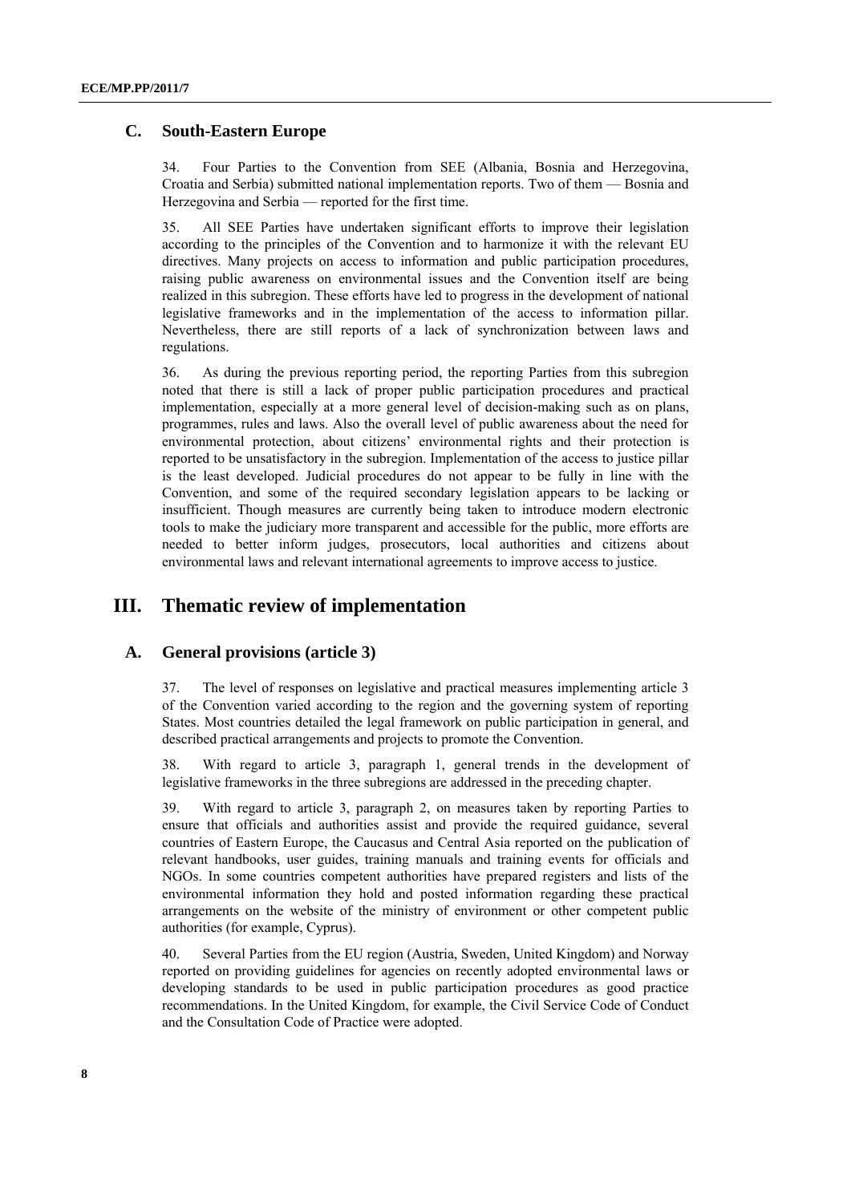### C. South-Eastern Europe

34. Four Parties to the Convention from SEE (Albania, Bosnia and Herzegovina, Croatia and Serbia) submitted national implementation reports. Two of them — Bosnia and Herzegovina and Serbia — reported for the first time.

35. All SEE Parties have undertaken significant efforts to improve their legislation according to the principles of the Convention and to harmonize it with the relevant EU directives. Many projects on access to information and public participation procedures, raising public awareness on environmental issues and the Convention itself are being realized in this subregion. These efforts have led to progress in the development of national legislative frameworks and in the implementation of the access to information pillar. Nevertheless, there are still reports of a lack of synchronization between laws and regulations.

36. As during the previous reporting period, the reporting Parties from this subregion noted that there is still a lack of proper public participation procedures and practical implementation, especially at a more general level of decision-making such as on plans, programmes, rules and laws. Also the overall level of public awareness about the need for environmental protection, about citizens' environmental rights and their protection is reported to be unsatisfactory in the subregion. Implementation of the access to justice pillar is the least developed. Judicial procedures do not appear to be fully in line with the Convention, and some of the required secondary legislation appears to be lacking or insufficient. Though measures are currently being taken to introduce modern electronic tools to make the judiciary more transparent and accessible for the public, more efforts are needed to better inform judges, prosecutors, local authorities and citizens about environmental laws and relevant international agreements to improve access to justice.

## III. Thematic review of implementation

### A. General provisions (article 3)

37. The level of responses on legislative and practical measures implementing article 3 of the Convention varied according to the region and the governing system of reporting States. Most countries detailed the legal framework on public participation in general, and described practical arrangements and projects to promote the Convention.

38. With regard to article 3, paragraph 1, general trends in the development of legislative frameworks in the three subregions are addressed in the preceding chapter.

39. With regard to article 3, paragraph 2, on measures taken by reporting Parties to ensure that officials and authorities assist and provide the required guidance, several countries of Eastern Europe, the Caucasus and Central Asia reported on the publication of relevant handbooks, user guides, training manuals and training events for officials and NGOs. In some countries competent authorities have prepared registers and lists of the environmental information they hold and posted information regarding these practical arrangements on the website of the ministry of environment or other competent public authorities (for example, Cyprus).

40. Several Parties from the EU region (Austria, Sweden, United Kingdom) and Norway reported on providing guidelines for agencies on recently adopted environmental laws or developing standards to be used in public participation procedures as good practice recommendations. In the United Kingdom, for example, the Civil Service Code of Conduct and the Consultation Code of Practice were adopted.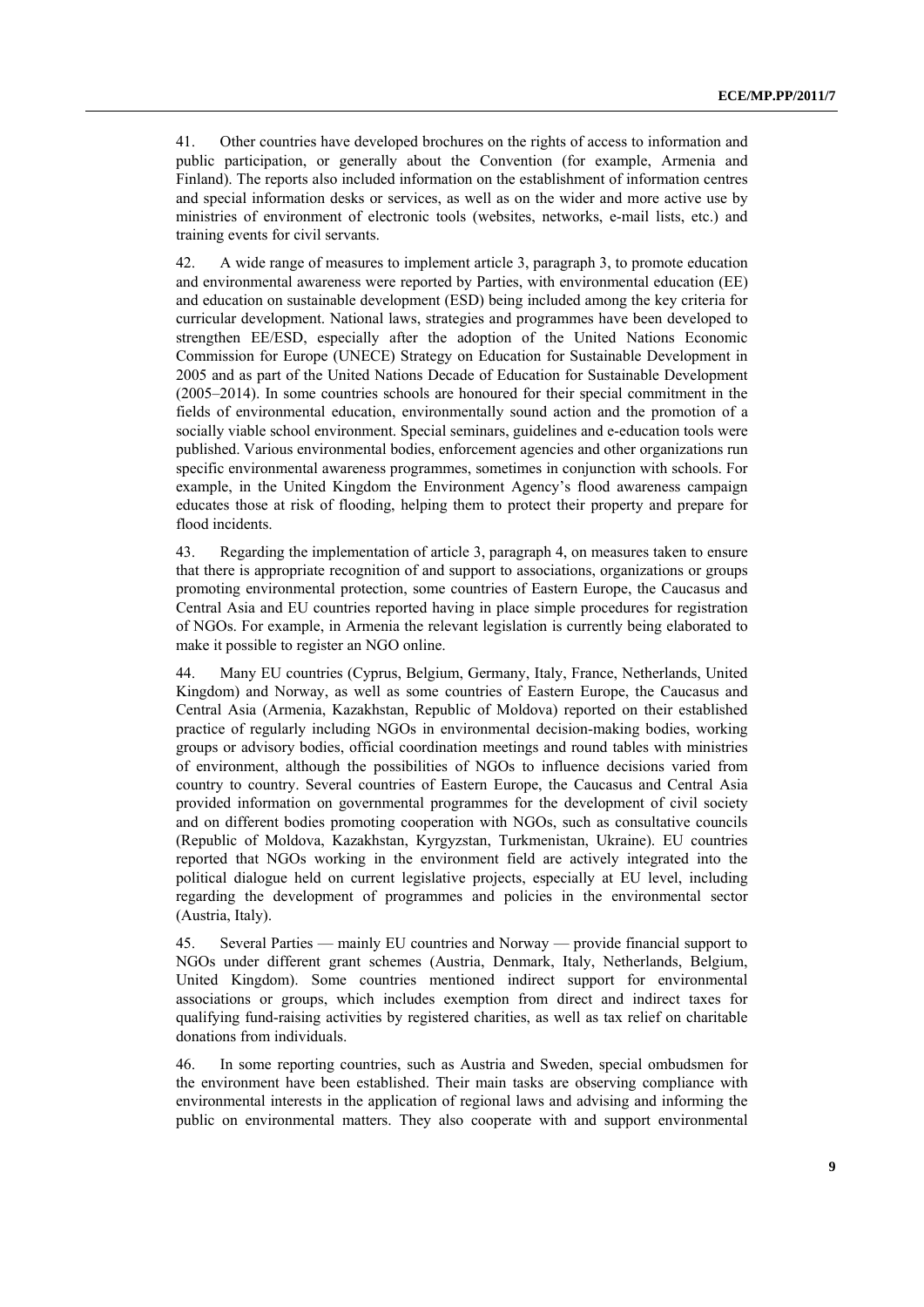41. Other countries have developed brochures on the rights of access to information and public participation, or generally about the Convention (for example, Armenia and Finland). The reports also included information on the establishment of information centres and special information desks or services, as well as on the wider and more active use by ministries of environment of electronic tools (websites, networks, e-mail lists, etc.) and training events for civil servants.

42. A wide range of measures to implement article 3, paragraph 3, to promote education and environmental awareness were reported by Parties, with environmental education (EE) and education on sustainable development (ESD) being included among the key criteria for curricular development. National laws, strategies and programmes have been developed to strengthen EE/ESD, especially after the adoption of the United Nations Economic Commission for Europe (UNECE) Strategy on Education for Sustainable Development in 2005 and as part of the United Nations Decade of Education for Sustainable Development (2005–2014). In some countries schools are honoured for their special commitment in the fields of environmental education, environmentally sound action and the promotion of a socially viable school environment. Special seminars, guidelines and e-education tools were published. Various environmental bodies, enforcement agencies and other organizations run specific environmental awareness programmes, sometimes in conjunction with schools. For example, in the United Kingdom the Environment Agency's flood awareness campaign educates those at risk of flooding, helping them to protect their property and prepare for flood incidents.

43. Regarding the implementation of article 3, paragraph 4, on measures taken to ensure that there is appropriate recognition of and support to associations, organizations or groups promoting environmental protection, some countries of Eastern Europe, the Caucasus and Central Asia and EU countries reported having in place simple procedures for registration of NGOs. For example, in Armenia the relevant legislation is currently being elaborated to make it possible to register an NGO online.

44. Many EU countries (Cyprus, Belgium, Germany, Italy, France, Netherlands, United Kingdom) and Norway, as well as some countries of Eastern Europe, the Caucasus and Central Asia (Armenia, Kazakhstan, Republic of Moldova) reported on their established practice of regularly including NGOs in environmental decision-making bodies, working groups or advisory bodies, official coordination meetings and round tables with ministries of environment, although the possibilities of NGOs to influence decisions varied from country to country. Several countries of Eastern Europe, the Caucasus and Central Asia provided information on governmental programmes for the development of civil society and on different bodies promoting cooperation with NGOs, such as consultative councils (Republic of Moldova, Kazakhstan, Kyrgyzstan, Turkmenistan, Ukraine). EU countries reported that NGOs working in the environment field are actively integrated into the political dialogue held on current legislative projects, especially at EU level, including regarding the development of programmes and policies in the environmental sector (Austria, Italy).

45. Several Parties — mainly EU countries and Norway — provide financial support to NGOs under different grant schemes (Austria, Denmark, Italy, Netherlands, Belgium, United Kingdom). Some countries mentioned indirect support for environmental associations or groups, which includes exemption from direct and indirect taxes for qualifying fund-raising activities by registered charities, as well as tax relief on charitable donations from individuals.

46. In some reporting countries, such as Austria and Sweden, special ombudsmen for the environment have been established. Their main tasks are observing compliance with environmental interests in the application of regional laws and advising and informing the public on environmental matters. They also cooperate with and support environmental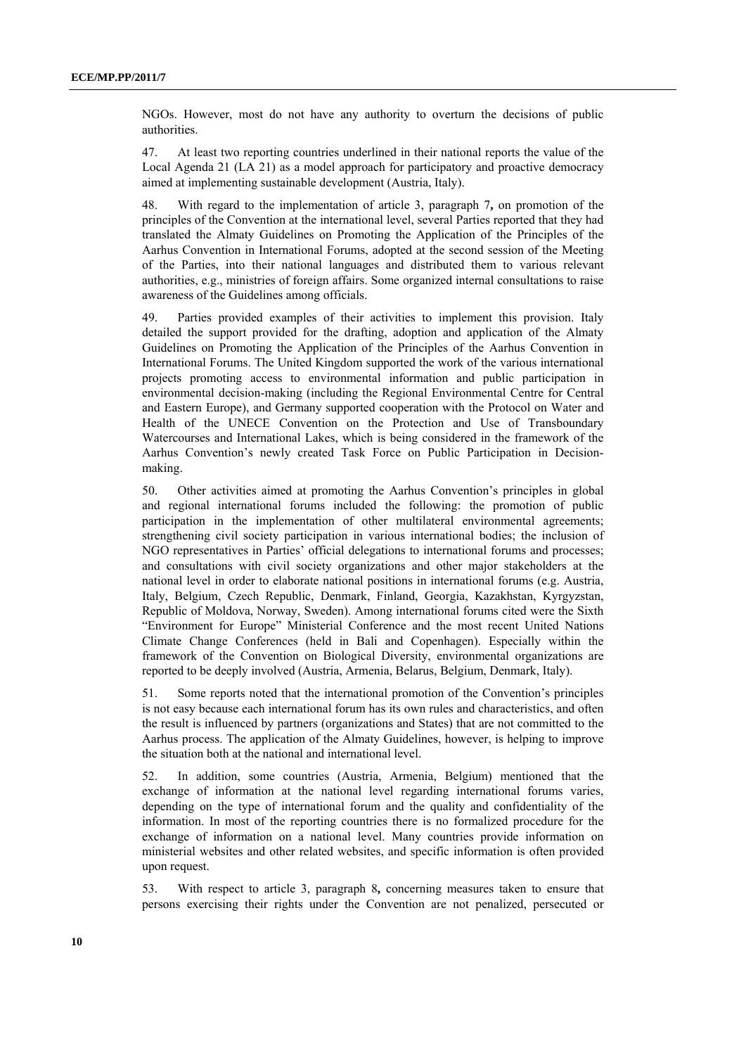NGOs. However, most do not have any authority to overturn the decisions of public authorities.

47. At least two reporting countries underlined in their national reports the value of the Local Agenda 21 (LA 21) as a model approach for participatory and proactive democracy aimed at implementing sustainable development (Austria, Italy).

48. With regard to the implementation of article 3, paragraph 7**,** on promotion of the principles of the Convention at the international level, several Parties reported that they had translated the Almaty Guidelines on Promoting the Application of the Principles of the Aarhus Convention in International Forums, adopted at the second session of the Meeting of the Parties, into their national languages and distributed them to various relevant authorities, e.g., ministries of foreign affairs. Some organized internal consultations to raise awareness of the Guidelines among officials.

49. Parties provided examples of their activities to implement this provision. Italy detailed the support provided for the drafting, adoption and application of the Almaty Guidelines on Promoting the Application of the Principles of the Aarhus Convention in International Forums. The United Kingdom supported the work of the various international projects promoting access to environmental information and public participation in environmental decision-making (including the Regional Environmental Centre for Central and Eastern Europe), and Germany supported cooperation with the Protocol on Water and Health of the UNECE Convention on the Protection and Use of Transboundary Watercourses and International Lakes, which is being considered in the framework of the Aarhus Convention's newly created Task Force on Public Participation in Decision-making.

50. Other activities aimed at promoting the Aarhus Convention's principles in global and regional international forums included the following: the promotion of public participation in the implementation of other multilateral environmental agreements; strengthening civil society participation in various international bodies; the inclusion of NGO representatives in Parties' official delegations to international forums and processes; and consultations with civil society organizations and other major stakeholders at the national level in order to elaborate national positions in international forums (e.g. Austria, Italy, Belgium, Czech Republic, Denmark, Finland, Georgia, Kazakhstan, Kyrgyzstan, Republic of Moldova, Norway, Sweden). Among international forums cited were the Sixth "Environment for Europe" Ministerial Conference and the most recent United Nations Climate Change Conferences (held in Bali and Copenhagen). Especially within the framework of the Convention on Biological Diversity, environmental organizations are reported to be deeply involved (Austria, Armenia, Belarus, Belgium, Denmark, Italy).

51. Some reports noted that the international promotion of the Convention's principles is not easy because each international forum has its own rules and characteristics, and often the result is influenced by partners (organizations and States) that are not committed to the Aarhus process. The application of the Almaty Guidelines, however, is helping to improve the situation both at the national and international level.

52. In addition, some countries (Austria, Armenia, Belgium) mentioned that the exchange of information at the national level regarding international forums varies, depending on the type of international forum and the quality and confidentiality of the information. In most of the reporting countries there is no formalized procedure for the exchange of information on a national level. Many countries provide information on ministerial websites and other related websites, and specific information is often provided upon request.

53. With respect to article 3, paragraph 8**,** concerning measures taken to ensure that persons exercising their rights under the Convention are not penalized, persecuted or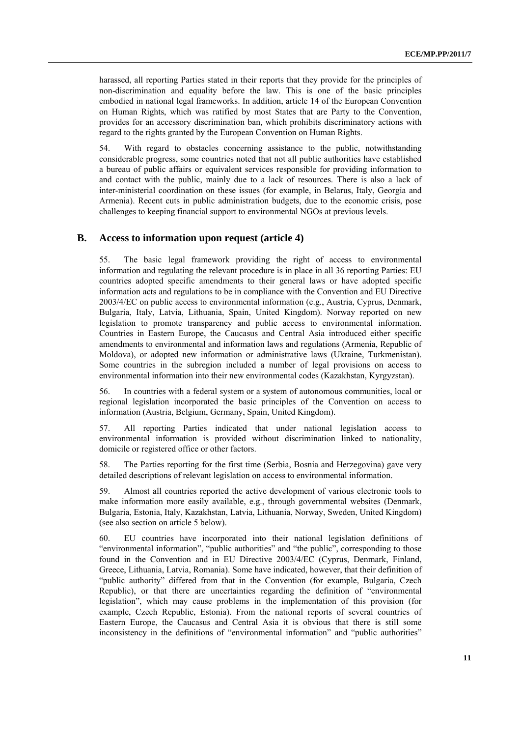harassed, all reporting Parties stated in their reports that they provide for the principles of non-discrimination and equality before the law. This is one of the basic principles embodied in national legal frameworks. In addition, article 14 of the European Convention on Human Rights, which was ratified by most States that are Party to the Convention, provides for an accessory discrimination ban, which prohibits discriminatory actions with regard to the rights granted by the European Convention on Human Rights.

54. With regard to obstacles concerning assistance to the public, notwithstanding considerable progress, some countries noted that not all public authorities have established a bureau of public affairs or equivalent services responsible for providing information to and contact with the public, mainly due to a lack of resources. There is also a lack of inter-ministerial coordination on these issues (for example, in Belarus, Italy, Georgia and Armenia). Recent cuts in public administration budgets, due to the economic crisis, pose challenges to keeping financial support to environmental NGOs at previous levels.

## B. Access to information upon request (article 4)

55. The basic legal framework providing the right of access to environmental information and regulating the relevant procedure is in place in all 36 reporting Parties: EU countries adopted specific amendments to their general laws or have adopted specific information acts and regulations to be in compliance with the Convention and EU Directive 2003/4/EC on public access to environmental information (e.g., Austria, Cyprus, Denmark, Bulgaria, Italy, Latvia, Lithuania, Spain, United Kingdom). Norway reported on new legislation to promote transparency and public access to environmental information. Countries in Eastern Europe, the Caucasus and Central Asia introduced either specific amendments to environmental and information laws and regulations (Armenia, Republic of Moldova), or adopted new information or administrative laws (Ukraine, Turkmenistan). Some countries in the subregion included a number of legal provisions on access to environmental information into their new environmental codes (Kazakhstan, Kyrgyzstan).

56. In countries with a federal system or a system of autonomous communities, local or regional legislation incorporated the basic principles of the Convention on access to information (Austria, Belgium, Germany, Spain, United Kingdom).

57. All reporting Parties indicated that under national legislation access to environmental information is provided without discrimination linked to nationality, domicile or registered office or other factors.

58. The Parties reporting for the first time (Serbia, Bosnia and Herzegovina) gave very detailed descriptions of relevant legislation on access to environmental information.

59. Almost all countries reported the active development of various electronic tools to make information more easily available, e.g., through governmental websites (Denmark, Bulgaria, Estonia, Italy, Kazakhstan, Latvia, Lithuania, Norway, Sweden, United Kingdom) (see also section on article 5 below).

60. EU countries have incorporated into their national legislation definitions of "environmental information", "public authorities" and "the public", corresponding to those found in the Convention and in EU Directive 2003/4/EC (Cyprus, Denmark, Finland, Greece, Lithuania, Latvia, Romania). Some have indicated, however, that their definition of "public authority" differed from that in the Convention (for example, Bulgaria, Czech Republic), or that there are uncertainties regarding the definition of "environmental legislation", which may cause problems in the implementation of this provision (for example, Czech Republic, Estonia). From the national reports of several countries of Eastern Europe, the Caucasus and Central Asia it is obvious that there is still some inconsistency in the definitions of "environmental information" and "public authorities"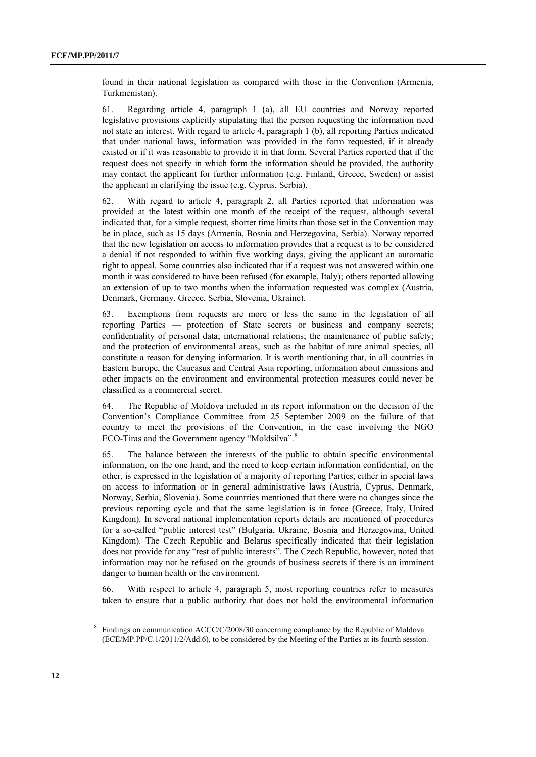found in their national legislation as compared with those in the Convention (Armenia, Turkmenistan).

61. Regarding article 4, paragraph 1 (a), all EU countries and Norway reported legislative provisions explicitly stipulating that the person requesting the information need not state an interest. With regard to article 4, paragraph 1 (b), all reporting Parties indicated that under national laws, information was provided in the form requested, if it already existed or if it was reasonable to provide it in that form. Several Parties reported that if the request does not specify in which form the information should be provided, the authority may contact the applicant for further information (e.g. Finland, Greece, Sweden) or assist the applicant in clarifying the issue (e.g. Cyprus, Serbia).

62. With regard to article 4, paragraph 2, all Parties reported that information was provided at the latest within one month of the receipt of the request, although several indicated that, for a simple request, shorter time limits than those set in the Convention may be in place, such as 15 days (Armenia, Bosnia and Herzegovina, Serbia). Norway reported that the new legislation on access to information provides that a request is to be considered a denial if not responded to within five working days, giving the applicant an automatic right to appeal. Some countries also indicated that if a request was not answered within one month it was considered to have been refused (for example, Italy); others reported allowing an extension of up to two months when the information requested was complex (Austria, Denmark, Germany, Greece, Serbia, Slovenia, Ukraine).

63. Exemptions from requests are more or less the same in the legislation of all reporting Parties — protection of State secrets or business and company secrets; confidentiality of personal data; international relations; the maintenance of public safety; and the protection of environmental areas, such as the habitat of rare animal species, all constitute a reason for denying information. It is worth mentioning that, in all countries in Eastern Europe, the Caucasus and Central Asia reporting, information about emissions and other impacts on the environment and environmental protection measures could never be classified as a commercial secret.

64. The Republic of Moldova included in its report information on the decision of the Convention's Compliance Committee from 25 September 2009 on the failure of that country to meet the provisions of the Convention, in the case involving the NGO ECO-Tiras and the Government agency "Moldsilva".[8]

65. The balance between the interests of the public to obtain specific environmental information, on the one hand, and the need to keep certain information confidential, on the other, is expressed in the legislation of a majority of reporting Parties, either in special laws on access to information or in general administrative laws (Austria, Cyprus, Denmark, Norway, Serbia, Slovenia). Some countries mentioned that there were no changes since the previous reporting cycle and that the same legislation is in force (Greece, Italy, United Kingdom). In several national implementation reports details are mentioned of procedures for a so-called "public interest test" (Bulgaria, Ukraine, Bosnia and Herzegovina, United Kingdom). The Czech Republic and Belarus specifically indicated that their legislation does not provide for any "test of public interests". The Czech Republic, however, noted that information may not be refused on the grounds of business secrets if there is an imminent danger to human health or the environment.

66. With respect to article 4, paragraph 5, most reporting countries refer to measures taken to ensure that a public authority that does not hold the environmental information

---

[8] Findings on communication ACCC/C/2008/30 concerning compliance by the Republic of Moldova (ECE/MP.PP/C.1/2011/2/Add.6), to be considered by the Meeting of the Parties at its fourth session.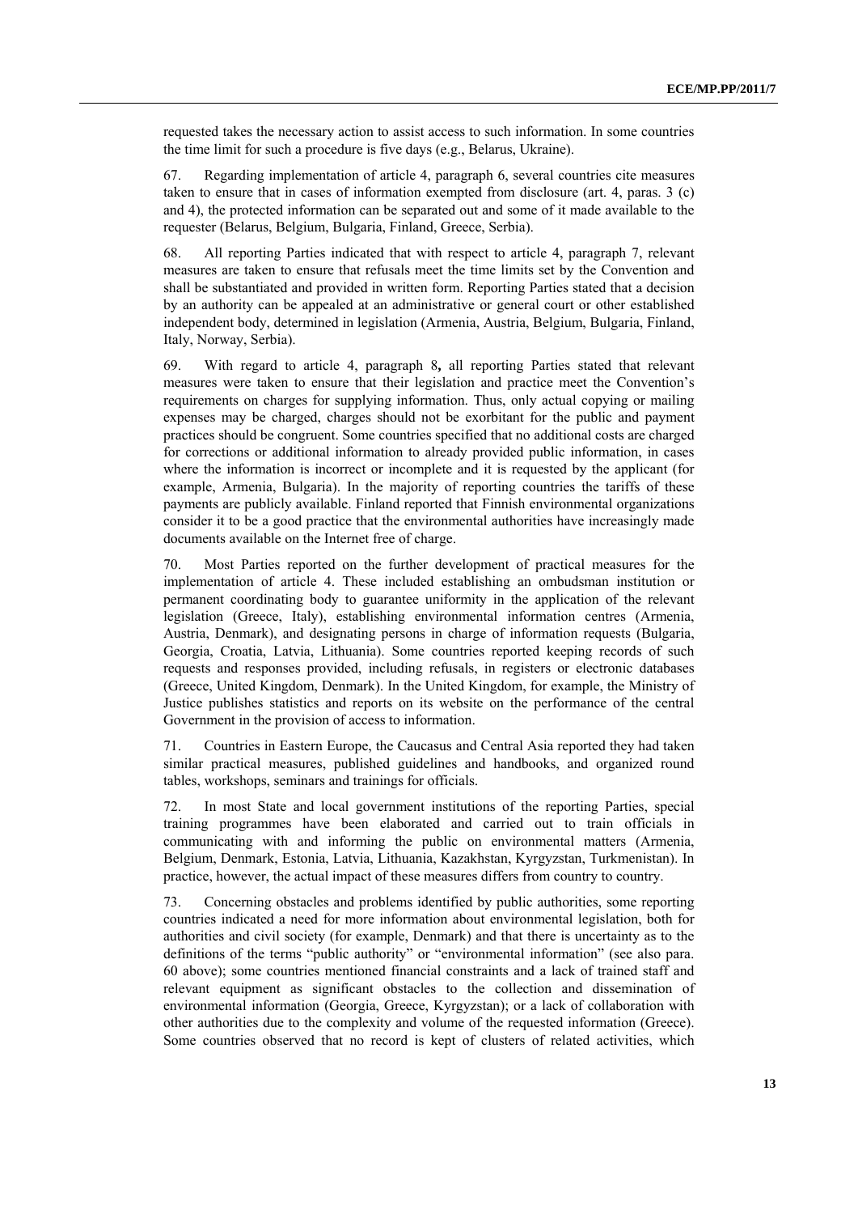requested takes the necessary action to assist access to such information. In some countries the time limit for such a procedure is five days (e.g., Belarus, Ukraine).

67. Regarding implementation of article 4, paragraph 6, several countries cite measures taken to ensure that in cases of information exempted from disclosure (art. 4, paras. 3 (c) and 4), the protected information can be separated out and some of it made available to the requester (Belarus, Belgium, Bulgaria, Finland, Greece, Serbia).

68. All reporting Parties indicated that with respect to article 4, paragraph 7, relevant measures are taken to ensure that refusals meet the time limits set by the Convention and shall be substantiated and provided in written form. Reporting Parties stated that a decision by an authority can be appealed at an administrative or general court or other established independent body, determined in legislation (Armenia, Austria, Belgium, Bulgaria, Finland, Italy, Norway, Serbia).

69. With regard to article 4, paragraph 8**,** all reporting Parties stated that relevant measures were taken to ensure that their legislation and practice meet the Convention's requirements on charges for supplying information. Thus, only actual copying or mailing expenses may be charged, charges should not be exorbitant for the public and payment practices should be congruent. Some countries specified that no additional costs are charged for corrections or additional information to already provided public information, in cases where the information is incorrect or incomplete and it is requested by the applicant (for example, Armenia, Bulgaria). In the majority of reporting countries the tariffs of these payments are publicly available. Finland reported that Finnish environmental organizations consider it to be a good practice that the environmental authorities have increasingly made documents available on the Internet free of charge.

70. Most Parties reported on the further development of practical measures for the implementation of article 4. These included establishing an ombudsman institution or permanent coordinating body to guarantee uniformity in the application of the relevant legislation (Greece, Italy), establishing environmental information centres (Armenia, Austria, Denmark), and designating persons in charge of information requests (Bulgaria, Georgia, Croatia, Latvia, Lithuania). Some countries reported keeping records of such requests and responses provided, including refusals, in registers or electronic databases (Greece, United Kingdom, Denmark). In the United Kingdom, for example, the Ministry of Justice publishes statistics and reports on its website on the performance of the central Government in the provision of access to information.

71. Countries in Eastern Europe, the Caucasus and Central Asia reported they had taken similar practical measures, published guidelines and handbooks, and organized round tables, workshops, seminars and trainings for officials.

72. In most State and local government institutions of the reporting Parties, special training programmes have been elaborated and carried out to train officials in communicating with and informing the public on environmental matters (Armenia, Belgium, Denmark, Estonia, Latvia, Lithuania, Kazakhstan, Kyrgyzstan, Turkmenistan). In practice, however, the actual impact of these measures differs from country to country.

73. Concerning obstacles and problems identified by public authorities, some reporting countries indicated a need for more information about environmental legislation, both for authorities and civil society (for example, Denmark) and that there is uncertainty as to the definitions of the terms "public authority" or "environmental information" (see also para. 60 above); some countries mentioned financial constraints and a lack of trained staff and relevant equipment as significant obstacles to the collection and dissemination of environmental information (Georgia, Greece, Kyrgyzstan); or a lack of collaboration with other authorities due to the complexity and volume of the requested information (Greece). Some countries observed that no record is kept of clusters of related activities, which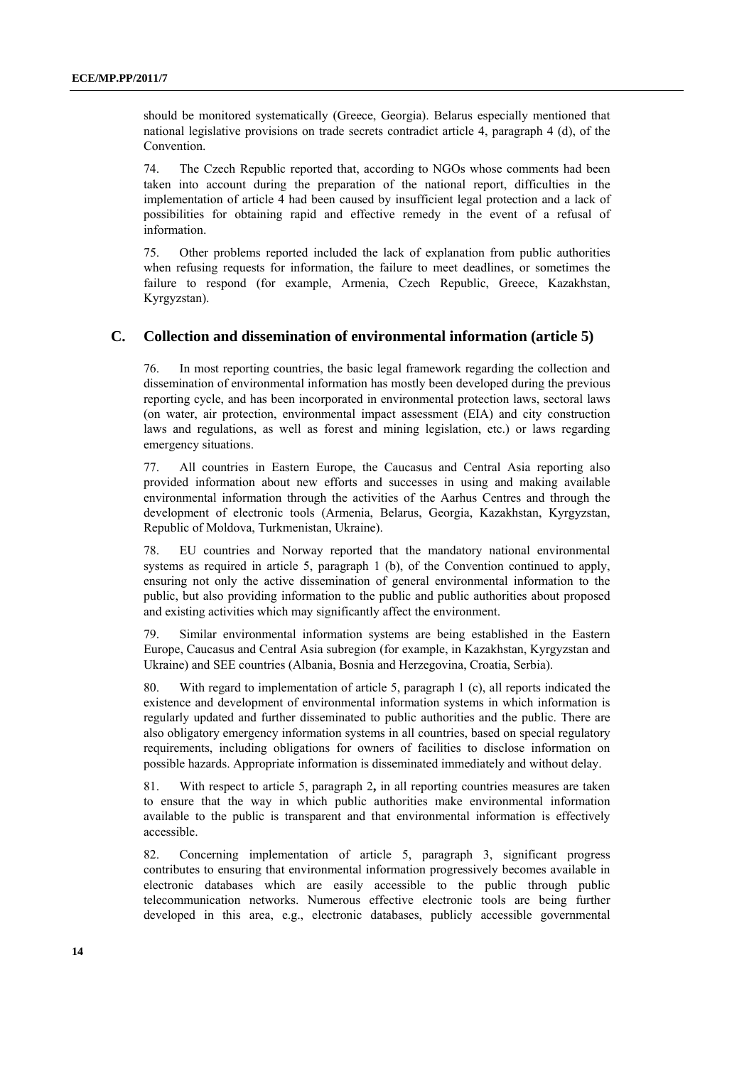should be monitored systematically (Greece, Georgia). Belarus especially mentioned that national legislative provisions on trade secrets contradict article 4, paragraph 4 (d), of the Convention.

74. The Czech Republic reported that, according to NGOs whose comments had been taken into account during the preparation of the national report, difficulties in the implementation of article 4 had been caused by insufficient legal protection and a lack of possibilities for obtaining rapid and effective remedy in the event of a refusal of information.

75. Other problems reported included the lack of explanation from public authorities when refusing requests for information, the failure to meet deadlines, or sometimes the failure to respond (for example, Armenia, Czech Republic, Greece, Kazakhstan, Kyrgyzstan).

## C. Collection and dissemination of environmental information (article 5)

76. In most reporting countries, the basic legal framework regarding the collection and dissemination of environmental information has mostly been developed during the previous reporting cycle, and has been incorporated in environmental protection laws, sectoral laws (on water, air protection, environmental impact assessment (EIA) and city construction laws and regulations, as well as forest and mining legislation, etc.) or laws regarding emergency situations.

77. All countries in Eastern Europe, the Caucasus and Central Asia reporting also provided information about new efforts and successes in using and making available environmental information through the activities of the Aarhus Centres and through the development of electronic tools (Armenia, Belarus, Georgia, Kazakhstan, Kyrgyzstan, Republic of Moldova, Turkmenistan, Ukraine).

78. EU countries and Norway reported that the mandatory national environmental systems as required in article 5, paragraph 1 (b), of the Convention continued to apply, ensuring not only the active dissemination of general environmental information to the public, but also providing information to the public and public authorities about proposed and existing activities which may significantly affect the environment.

79. Similar environmental information systems are being established in the Eastern Europe, Caucasus and Central Asia subregion (for example, in Kazakhstan, Kyrgyzstan and Ukraine) and SEE countries (Albania, Bosnia and Herzegovina, Croatia, Serbia).

80. With regard to implementation of article 5, paragraph 1 (c), all reports indicated the existence and development of environmental information systems in which information is regularly updated and further disseminated to public authorities and the public. There are also obligatory emergency information systems in all countries, based on special regulatory requirements, including obligations for owners of facilities to disclose information on possible hazards. Appropriate information is disseminated immediately and without delay.

81. With respect to article 5, paragraph 2**,** in all reporting countries measures are taken to ensure that the way in which public authorities make environmental information available to the public is transparent and that environmental information is effectively accessible.

82. Concerning implementation of article 5, paragraph 3, significant progress contributes to ensuring that environmental information progressively becomes available in electronic databases which are easily accessible to the public through public telecommunication networks. Numerous effective electronic tools are being further developed in this area, e.g., electronic databases, publicly accessible governmental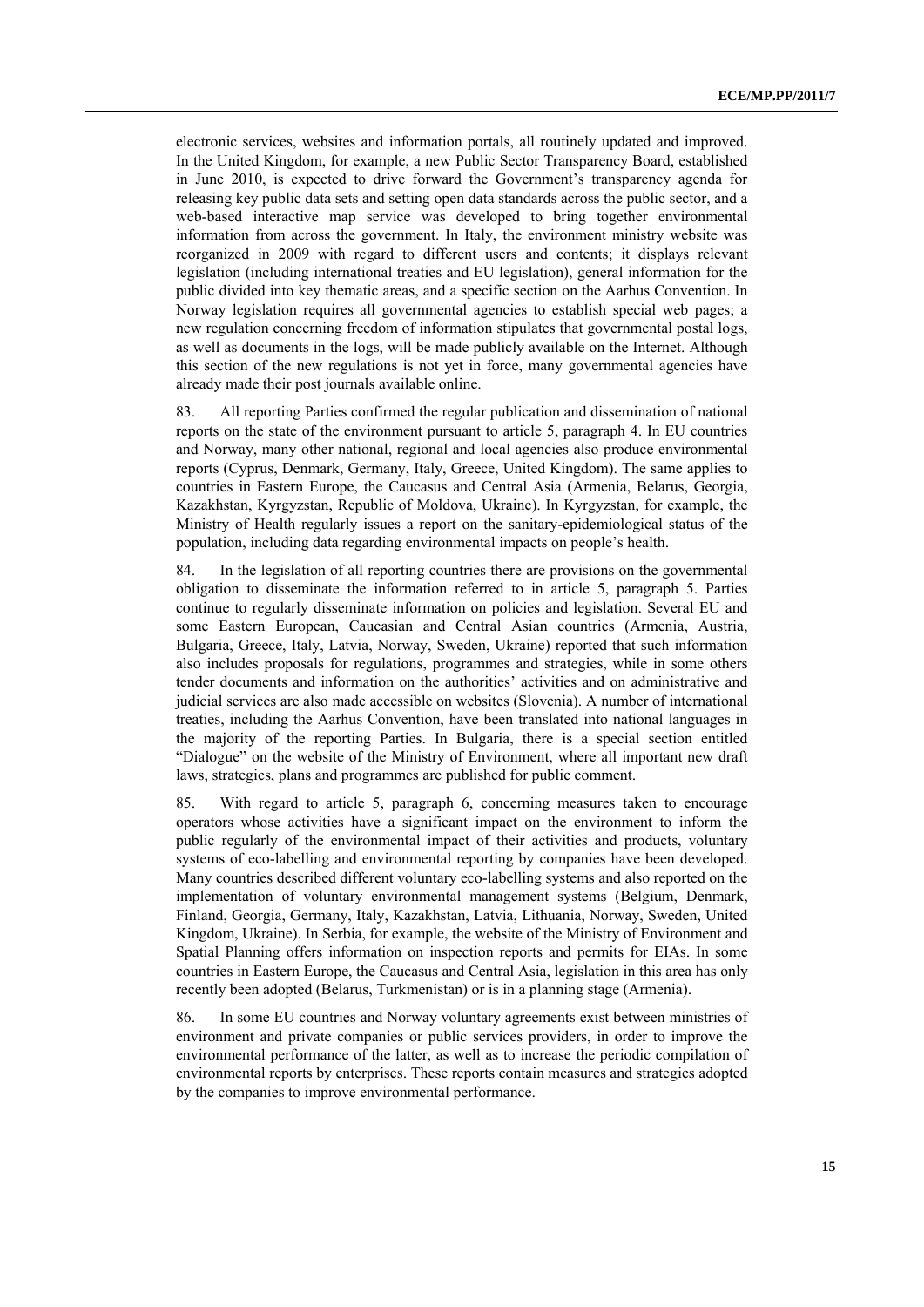electronic services, websites and information portals, all routinely updated and improved. In the United Kingdom, for example, a new Public Sector Transparency Board, established in June 2010, is expected to drive forward the Government's transparency agenda for releasing key public data sets and setting open data standards across the public sector, and a web-based interactive map service was developed to bring together environmental information from across the government. In Italy, the environment ministry website was reorganized in 2009 with regard to different users and contents; it displays relevant legislation (including international treaties and EU legislation), general information for the public divided into key thematic areas, and a specific section on the Aarhus Convention. In Norway legislation requires all governmental agencies to establish special web pages; a new regulation concerning freedom of information stipulates that governmental postal logs, as well as documents in the logs, will be made publicly available on the Internet. Although this section of the new regulations is not yet in force, many governmental agencies have already made their post journals available online.

83. All reporting Parties confirmed the regular publication and dissemination of national reports on the state of the environment pursuant to article 5, paragraph 4. In EU countries and Norway, many other national, regional and local agencies also produce environmental reports (Cyprus, Denmark, Germany, Italy, Greece, United Kingdom). The same applies to countries in Eastern Europe, the Caucasus and Central Asia (Armenia, Belarus, Georgia, Kazakhstan, Kyrgyzstan, Republic of Moldova, Ukraine). In Kyrgyzstan, for example, the Ministry of Health regularly issues a report on the sanitary-epidemiological status of the population, including data regarding environmental impacts on people's health.

84. In the legislation of all reporting countries there are provisions on the governmental obligation to disseminate the information referred to in article 5, paragraph 5. Parties continue to regularly disseminate information on policies and legislation. Several EU and some Eastern European, Caucasian and Central Asian countries (Armenia, Austria, Bulgaria, Greece, Italy, Latvia, Norway, Sweden, Ukraine) reported that such information also includes proposals for regulations, programmes and strategies, while in some others tender documents and information on the authorities' activities and on administrative and judicial services are also made accessible on websites (Slovenia). A number of international treaties, including the Aarhus Convention, have been translated into national languages in the majority of the reporting Parties. In Bulgaria, there is a special section entitled "Dialogue" on the website of the Ministry of Environment, where all important new draft laws, strategies, plans and programmes are published for public comment.

85. With regard to article 5, paragraph 6, concerning measures taken to encourage operators whose activities have a significant impact on the environment to inform the public regularly of the environmental impact of their activities and products, voluntary systems of eco-labelling and environmental reporting by companies have been developed. Many countries described different voluntary eco-labelling systems and also reported on the implementation of voluntary environmental management systems (Belgium, Denmark, Finland, Georgia, Germany, Italy, Kazakhstan, Latvia, Lithuania, Norway, Sweden, United Kingdom, Ukraine). In Serbia, for example, the website of the Ministry of Environment and Spatial Planning offers information on inspection reports and permits for EIAs. In some countries in Eastern Europe, the Caucasus and Central Asia, legislation in this area has only recently been adopted (Belarus, Turkmenistan) or is in a planning stage (Armenia).

86. In some EU countries and Norway voluntary agreements exist between ministries of environment and private companies or public services providers, in order to improve the environmental performance of the latter, as well as to increase the periodic compilation of environmental reports by enterprises. These reports contain measures and strategies adopted by the companies to improve environmental performance.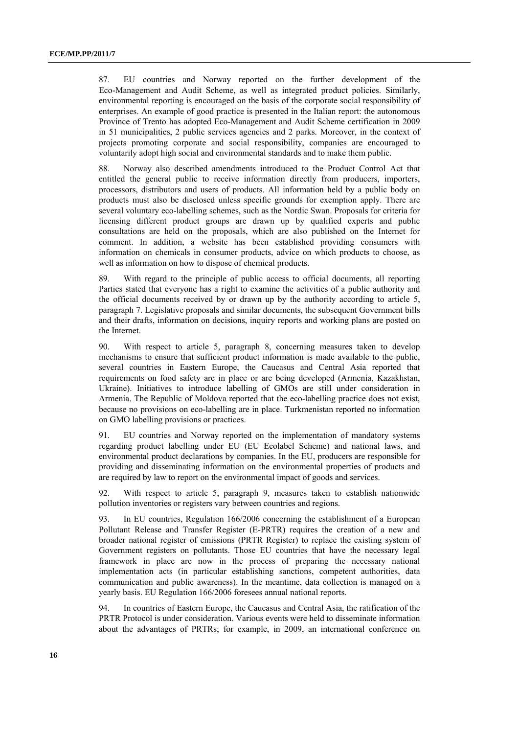87. EU countries and Norway reported on the further development of the Eco-Management and Audit Scheme, as well as integrated product policies. Similarly, environmental reporting is encouraged on the basis of the corporate social responsibility of enterprises. An example of good practice is presented in the Italian report: the autonomous Province of Trento has adopted Eco-Management and Audit Scheme certification in 2009 in 51 municipalities, 2 public services agencies and 2 parks. Moreover, in the context of projects promoting corporate and social responsibility, companies are encouraged to voluntarily adopt high social and environmental standards and to make them public.

88. Norway also described amendments introduced to the Product Control Act that entitled the general public to receive information directly from producers, importers, processors, distributors and users of products. All information held by a public body on products must also be disclosed unless specific grounds for exemption apply. There are several voluntary eco-labelling schemes, such as the Nordic Swan. Proposals for criteria for licensing different product groups are drawn up by qualified experts and public consultations are held on the proposals, which are also published on the Internet for comment. In addition, a website has been established providing consumers with information on chemicals in consumer products, advice on which products to choose, as well as information on how to dispose of chemical products.

89. With regard to the principle of public access to official documents, all reporting Parties stated that everyone has a right to examine the activities of a public authority and the official documents received by or drawn up by the authority according to article 5, paragraph 7. Legislative proposals and similar documents, the subsequent Government bills and their drafts, information on decisions, inquiry reports and working plans are posted on the Internet.

90. With respect to article 5, paragraph 8, concerning measures taken to develop mechanisms to ensure that sufficient product information is made available to the public, several countries in Eastern Europe, the Caucasus and Central Asia reported that requirements on food safety are in place or are being developed (Armenia, Kazakhstan, Ukraine). Initiatives to introduce labelling of GMOs are still under consideration in Armenia. The Republic of Moldova reported that the eco-labelling practice does not exist, because no provisions on eco-labelling are in place. Turkmenistan reported no information on GMO labelling provisions or practices.

91. EU countries and Norway reported on the implementation of mandatory systems regarding product labelling under EU (EU Ecolabel Scheme) and national laws, and environmental product declarations by companies. In the EU, producers are responsible for providing and disseminating information on the environmental properties of products and are required by law to report on the environmental impact of goods and services.

92. With respect to article 5, paragraph 9, measures taken to establish nationwide pollution inventories or registers vary between countries and regions.

93. In EU countries, Regulation 166/2006 concerning the establishment of a European Pollutant Release and Transfer Register (E-PRTR) requires the creation of a new and broader national register of emissions (PRTR Register) to replace the existing system of Government registers on pollutants. Those EU countries that have the necessary legal framework in place are now in the process of preparing the necessary national implementation acts (in particular establishing sanctions, competent authorities, data communication and public awareness). In the meantime, data collection is managed on a yearly basis. EU Regulation 166/2006 foresees annual national reports.

94. In countries of Eastern Europe, the Caucasus and Central Asia, the ratification of the PRTR Protocol is under consideration. Various events were held to disseminate information about the advantages of PRTRs; for example, in 2009, an international conference on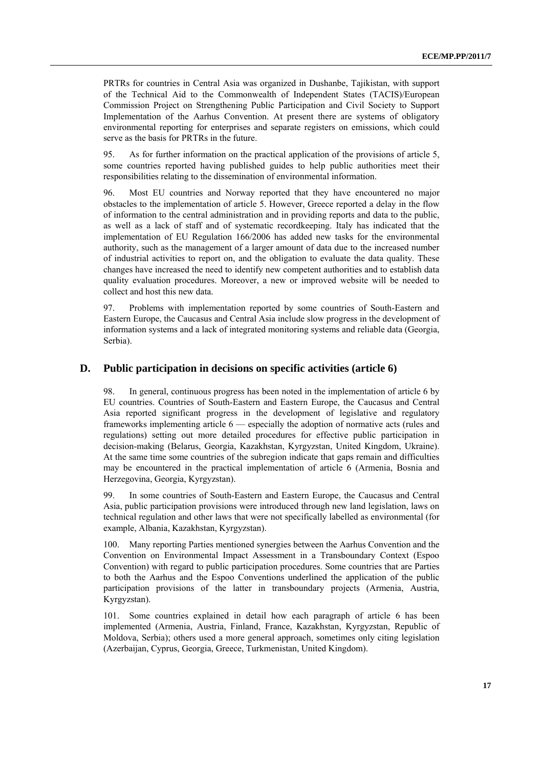PRTRs for countries in Central Asia was organized in Dushanbe, Tajikistan, with support of the Technical Aid to the Commonwealth of Independent States (TACIS)/European Commission Project on Strengthening Public Participation and Civil Society to Support Implementation of the Aarhus Convention. At present there are systems of obligatory environmental reporting for enterprises and separate registers on emissions, which could serve as the basis for PRTRs in the future.

95. As for further information on the practical application of the provisions of article 5, some countries reported having published guides to help public authorities meet their responsibilities relating to the dissemination of environmental information.

96. Most EU countries and Norway reported that they have encountered no major obstacles to the implementation of article 5. However, Greece reported a delay in the flow of information to the central administration and in providing reports and data to the public, as well as a lack of staff and of systematic recordkeeping. Italy has indicated that the implementation of EU Regulation 166/2006 has added new tasks for the environmental authority, such as the management of a larger amount of data due to the increased number of industrial activities to report on, and the obligation to evaluate the data quality. These changes have increased the need to identify new competent authorities and to establish data quality evaluation procedures. Moreover, a new or improved website will be needed to collect and host this new data.

97. Problems with implementation reported by some countries of South-Eastern and Eastern Europe, the Caucasus and Central Asia include slow progress in the development of information systems and a lack of integrated monitoring systems and reliable data (Georgia, Serbia).

## D. Public participation in decisions on specific activities (article 6)

98. In general, continuous progress has been noted in the implementation of article 6 by EU countries. Countries of South-Eastern and Eastern Europe, the Caucasus and Central Asia reported significant progress in the development of legislative and regulatory frameworks implementing article 6 — especially the adoption of normative acts (rules and regulations) setting out more detailed procedures for effective public participation in decision-making (Belarus, Georgia, Kazakhstan, Kyrgyzstan, United Kingdom, Ukraine). At the same time some countries of the subregion indicate that gaps remain and difficulties may be encountered in the practical implementation of article 6 (Armenia, Bosnia and Herzegovina, Georgia, Kyrgyzstan).

99. In some countries of South-Eastern and Eastern Europe, the Caucasus and Central Asia, public participation provisions were introduced through new land legislation, laws on technical regulation and other laws that were not specifically labelled as environmental (for example, Albania, Kazakhstan, Kyrgyzstan).

100. Many reporting Parties mentioned synergies between the Aarhus Convention and the Convention on Environmental Impact Assessment in a Transboundary Context (Espoo Convention) with regard to public participation procedures. Some countries that are Parties to both the Aarhus and the Espoo Conventions underlined the application of the public participation provisions of the latter in transboundary projects (Armenia, Austria, Kyrgyzstan).

101. Some countries explained in detail how each paragraph of article 6 has been implemented (Armenia, Austria, Finland, France, Kazakhstan, Kyrgyzstan, Republic of Moldova, Serbia); others used a more general approach, sometimes only citing legislation (Azerbaijan, Cyprus, Georgia, Greece, Turkmenistan, United Kingdom).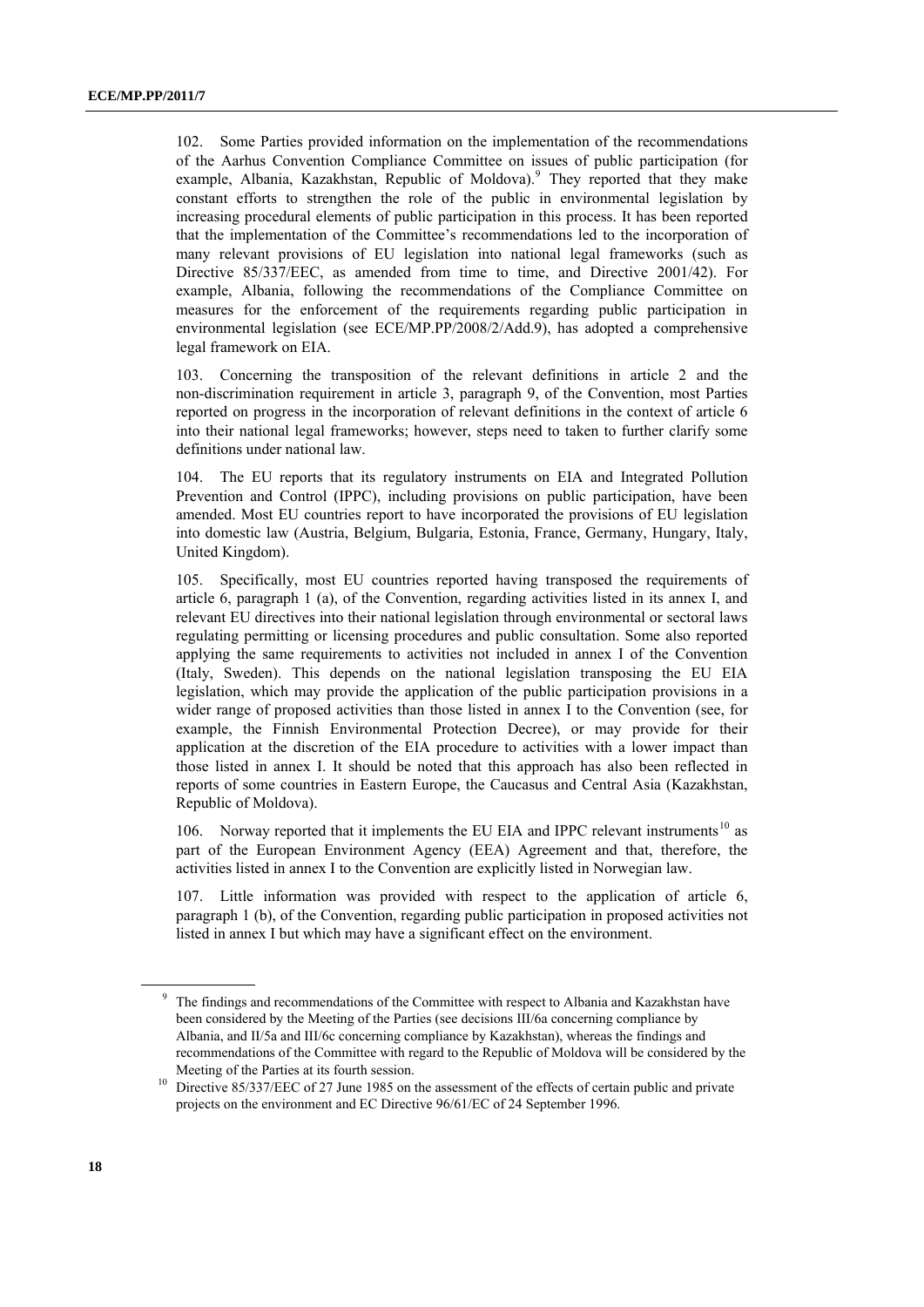102. Some Parties provided information on the implementation of the recommendations of the Aarhus Convention Compliance Committee on issues of public participation (for example, Albania, Kazakhstan, Republic of Moldova).[9] They reported that they make constant efforts to strengthen the role of the public in environmental legislation by increasing procedural elements of public participation in this process. It has been reported that the implementation of the Committee's recommendations led to the incorporation of many relevant provisions of EU legislation into national legal frameworks (such as Directive 85/337/EEC, as amended from time to time, and Directive 2001/42). For example, Albania, following the recommendations of the Compliance Committee on measures for the enforcement of the requirements regarding public participation in environmental legislation (see ECE/MP.PP/2008/2/Add.9), has adopted a comprehensive legal framework on EIA.

103. Concerning the transposition of the relevant definitions in article 2 and the non-discrimination requirement in article 3, paragraph 9, of the Convention, most Parties reported on progress in the incorporation of relevant definitions in the context of article 6 into their national legal frameworks; however, steps need to taken to further clarify some definitions under national law.

104. The EU reports that its regulatory instruments on EIA and Integrated Pollution Prevention and Control (IPPC), including provisions on public participation, have been amended. Most EU countries report to have incorporated the provisions of EU legislation into domestic law (Austria, Belgium, Bulgaria, Estonia, France, Germany, Hungary, Italy, United Kingdom).

105. Specifically, most EU countries reported having transposed the requirements of article 6, paragraph 1 (a), of the Convention, regarding activities listed in its annex I, and relevant EU directives into their national legislation through environmental or sectoral laws regulating permitting or licensing procedures and public consultation. Some also reported applying the same requirements to activities not included in annex I of the Convention (Italy, Sweden). This depends on the national legislation transposing the EU EIA legislation, which may provide the application of the public participation provisions in a wider range of proposed activities than those listed in annex I to the Convention (see, for example, the Finnish Environmental Protection Decree), or may provide for their application at the discretion of the EIA procedure to activities with a lower impact than those listed in annex I. It should be noted that this approach has also been reflected in reports of some countries in Eastern Europe, the Caucasus and Central Asia (Kazakhstan, Republic of Moldova).

106. Norway reported that it implements the EU EIA and IPPC relevant instruments[10] as part of the European Environment Agency (EEA) Agreement and that, therefore, the activities listed in annex I to the Convention are explicitly listed in Norwegian law.

107. Little information was provided with respect to the application of article 6, paragraph 1 (b), of the Convention, regarding public participation in proposed activities not listed in annex I but which may have a significant effect on the environment.

---

[9] The findings and recommendations of the Committee with respect to Albania and Kazakhstan have been considered by the Meeting of the Parties (see decisions III/6a concerning compliance by Albania, and II/5a and III/6c concerning compliance by Kazakhstan), whereas the findings and recommendations of the Committee with regard to the Republic of Moldova will be considered by the Meeting of the Parties at its fourth session.

[10] Directive 85/337/EEC of 27 June 1985 on the assessment of the effects of certain public and private projects on the environment and EC Directive 96/61/EC of 24 September 1996.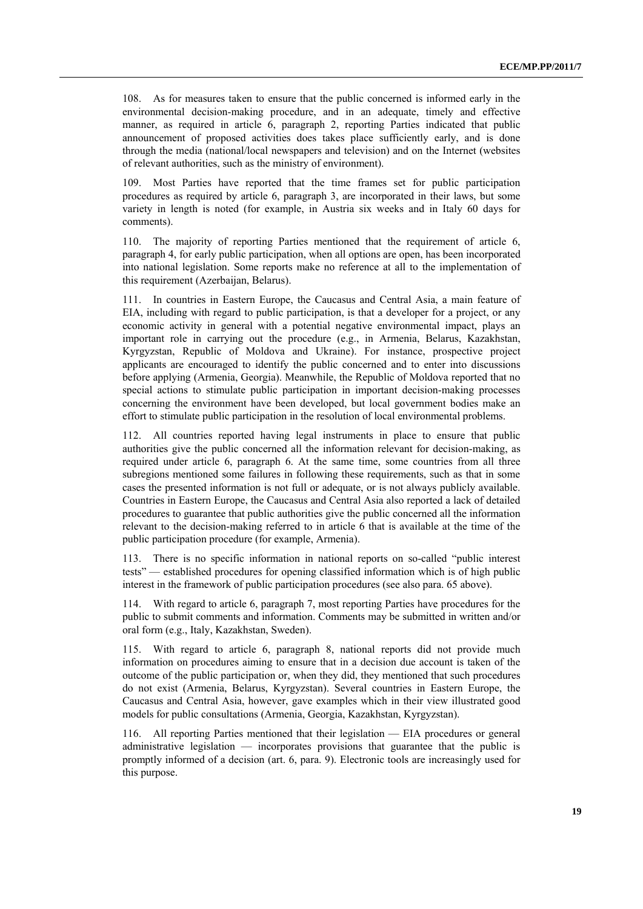108. As for measures taken to ensure that the public concerned is informed early in the environmental decision-making procedure, and in an adequate, timely and effective manner, as required in article 6, paragraph 2, reporting Parties indicated that public announcement of proposed activities does takes place sufficiently early, and is done through the media (national/local newspapers and television) and on the Internet (websites of relevant authorities, such as the ministry of environment).

109. Most Parties have reported that the time frames set for public participation procedures as required by article 6, paragraph 3, are incorporated in their laws, but some variety in length is noted (for example, in Austria six weeks and in Italy 60 days for comments).

110. The majority of reporting Parties mentioned that the requirement of article 6, paragraph 4, for early public participation, when all options are open, has been incorporated into national legislation. Some reports make no reference at all to the implementation of this requirement (Azerbaijan, Belarus).

111. In countries in Eastern Europe, the Caucasus and Central Asia, a main feature of EIA, including with regard to public participation, is that a developer for a project, or any economic activity in general with a potential negative environmental impact, plays an important role in carrying out the procedure (e.g., in Armenia, Belarus, Kazakhstan, Kyrgyzstan, Republic of Moldova and Ukraine). For instance, prospective project applicants are encouraged to identify the public concerned and to enter into discussions before applying (Armenia, Georgia). Meanwhile, the Republic of Moldova reported that no special actions to stimulate public participation in important decision-making processes concerning the environment have been developed, but local government bodies make an effort to stimulate public participation in the resolution of local environmental problems.

112. All countries reported having legal instruments in place to ensure that public authorities give the public concerned all the information relevant for decision-making, as required under article 6, paragraph 6. At the same time, some countries from all three subregions mentioned some failures in following these requirements, such as that in some cases the presented information is not full or adequate, or is not always publicly available. Countries in Eastern Europe, the Caucasus and Central Asia also reported a lack of detailed procedures to guarantee that public authorities give the public concerned all the information relevant to the decision-making referred to in article 6 that is available at the time of the public participation procedure (for example, Armenia).

113. There is no specific information in national reports on so-called "public interest tests" — established procedures for opening classified information which is of high public interest in the framework of public participation procedures (see also para. 65 above).

114. With regard to article 6, paragraph 7, most reporting Parties have procedures for the public to submit comments and information. Comments may be submitted in written and/or oral form (e.g., Italy, Kazakhstan, Sweden).

115. With regard to article 6, paragraph 8, national reports did not provide much information on procedures aiming to ensure that in a decision due account is taken of the outcome of the public participation or, when they did, they mentioned that such procedures do not exist (Armenia, Belarus, Kyrgyzstan). Several countries in Eastern Europe, the Caucasus and Central Asia, however, gave examples which in their view illustrated good models for public consultations (Armenia, Georgia, Kazakhstan, Kyrgyzstan).

116. All reporting Parties mentioned that their legislation — EIA procedures or general administrative legislation — incorporates provisions that guarantee that the public is promptly informed of a decision (art. 6, para. 9). Electronic tools are increasingly used for this purpose.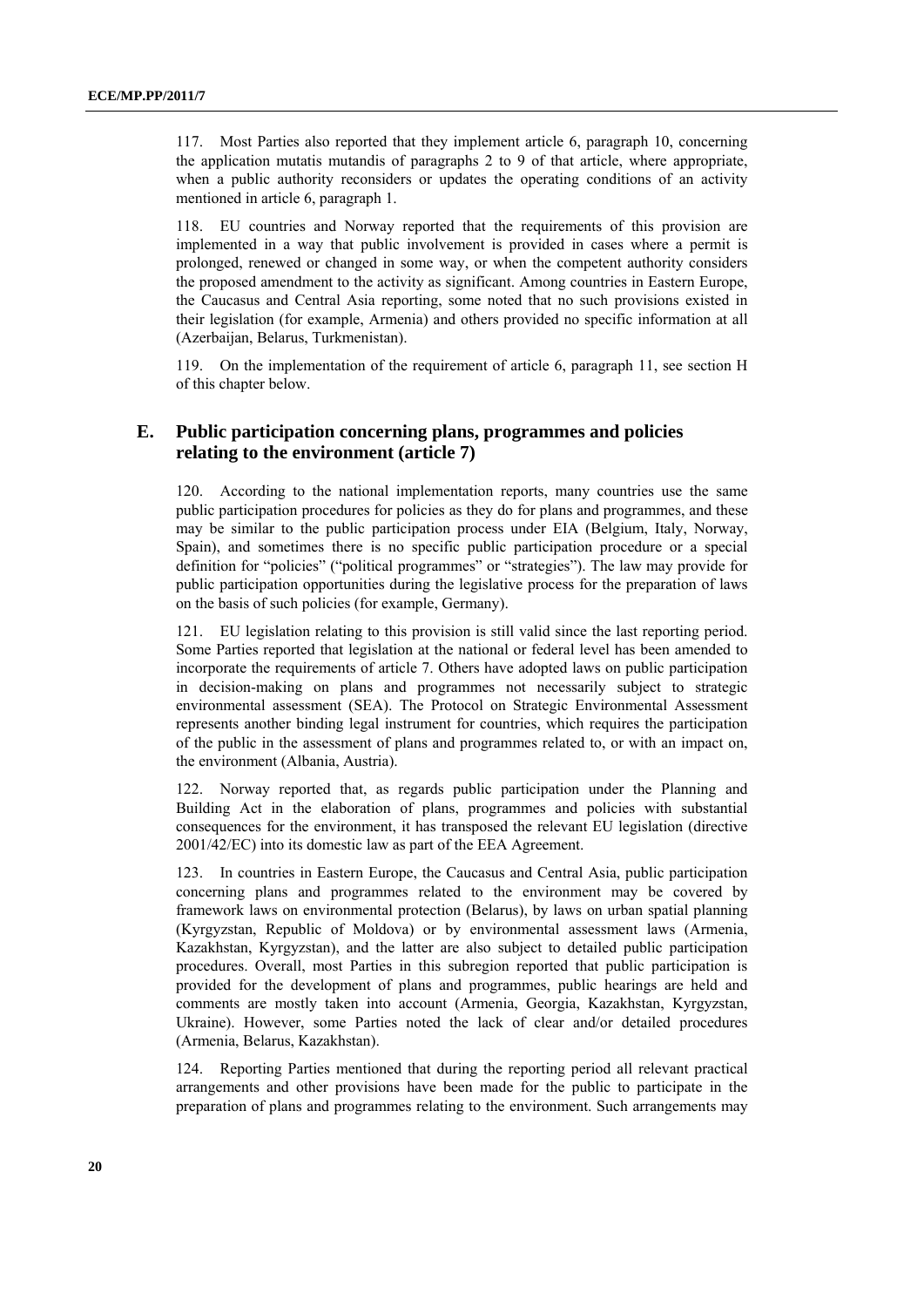117. Most Parties also reported that they implement article 6, paragraph 10, concerning the application mutatis mutandis of paragraphs 2 to 9 of that article, where appropriate, when a public authority reconsiders or updates the operating conditions of an activity mentioned in article 6, paragraph 1.

118. EU countries and Norway reported that the requirements of this provision are implemented in a way that public involvement is provided in cases where a permit is prolonged, renewed or changed in some way, or when the competent authority considers the proposed amendment to the activity as significant. Among countries in Eastern Europe, the Caucasus and Central Asia reporting, some noted that no such provisions existed in their legislation (for example, Armenia) and others provided no specific information at all (Azerbaijan, Belarus, Turkmenistan).

119. On the implementation of the requirement of article 6, paragraph 11, see section H of this chapter below.

## E. Public participation concerning plans, programmes and policies relating to the environment (article 7)

120. According to the national implementation reports, many countries use the same public participation procedures for policies as they do for plans and programmes, and these may be similar to the public participation process under EIA (Belgium, Italy, Norway, Spain), and sometimes there is no specific public participation procedure or a special definition for "policies" ("political programmes" or "strategies"). The law may provide for public participation opportunities during the legislative process for the preparation of laws on the basis of such policies (for example, Germany).

121. EU legislation relating to this provision is still valid since the last reporting period. Some Parties reported that legislation at the national or federal level has been amended to incorporate the requirements of article 7. Others have adopted laws on public participation in decision-making on plans and programmes not necessarily subject to strategic environmental assessment (SEA). The Protocol on Strategic Environmental Assessment represents another binding legal instrument for countries, which requires the participation of the public in the assessment of plans and programmes related to, or with an impact on, the environment (Albania, Austria).

122. Norway reported that, as regards public participation under the Planning and Building Act in the elaboration of plans, programmes and policies with substantial consequences for the environment, it has transposed the relevant EU legislation (directive 2001/42/EC) into its domestic law as part of the EEA Agreement.

123. In countries in Eastern Europe, the Caucasus and Central Asia, public participation concerning plans and programmes related to the environment may be covered by framework laws on environmental protection (Belarus), by laws on urban spatial planning (Kyrgyzstan, Republic of Moldova) or by environmental assessment laws (Armenia, Kazakhstan, Kyrgyzstan), and the latter are also subject to detailed public participation procedures. Overall, most Parties in this subregion reported that public participation is provided for the development of plans and programmes, public hearings are held and comments are mostly taken into account (Armenia, Georgia, Kazakhstan, Kyrgyzstan, Ukraine). However, some Parties noted the lack of clear and/or detailed procedures (Armenia, Belarus, Kazakhstan).

124. Reporting Parties mentioned that during the reporting period all relevant practical arrangements and other provisions have been made for the public to participate in the preparation of plans and programmes relating to the environment. Such arrangements may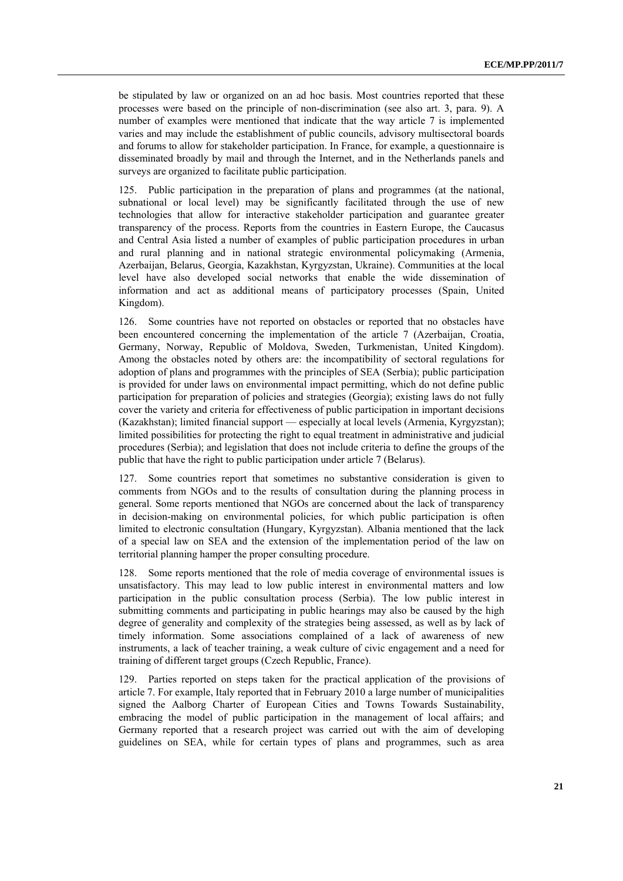be stipulated by law or organized on an ad hoc basis. Most countries reported that these processes were based on the principle of non-discrimination (see also art. 3, para. 9). A number of examples were mentioned that indicate that the way article 7 is implemented varies and may include the establishment of public councils, advisory multisectoral boards and forums to allow for stakeholder participation. In France, for example, a questionnaire is disseminated broadly by mail and through the Internet, and in the Netherlands panels and surveys are organized to facilitate public participation.

125. Public participation in the preparation of plans and programmes (at the national, subnational or local level) may be significantly facilitated through the use of new technologies that allow for interactive stakeholder participation and guarantee greater transparency of the process. Reports from the countries in Eastern Europe, the Caucasus and Central Asia listed a number of examples of public participation procedures in urban and rural planning and in national strategic environmental policymaking (Armenia, Azerbaijan, Belarus, Georgia, Kazakhstan, Kyrgyzstan, Ukraine). Communities at the local level have also developed social networks that enable the wide dissemination of information and act as additional means of participatory processes (Spain, United Kingdom).

126. Some countries have not reported on obstacles or reported that no obstacles have been encountered concerning the implementation of the article 7 (Azerbaijan, Croatia, Germany, Norway, Republic of Moldova, Sweden, Turkmenistan, United Kingdom). Among the obstacles noted by others are: the incompatibility of sectoral regulations for adoption of plans and programmes with the principles of SEA (Serbia); public participation is provided for under laws on environmental impact permitting, which do not define public participation for preparation of policies and strategies (Georgia); existing laws do not fully cover the variety and criteria for effectiveness of public participation in important decisions (Kazakhstan); limited financial support — especially at local levels (Armenia, Kyrgyzstan); limited possibilities for protecting the right to equal treatment in administrative and judicial procedures (Serbia); and legislation that does not include criteria to define the groups of the public that have the right to public participation under article 7 (Belarus).

127. Some countries report that sometimes no substantive consideration is given to comments from NGOs and to the results of consultation during the planning process in general. Some reports mentioned that NGOs are concerned about the lack of transparency in decision-making on environmental policies, for which public participation is often limited to electronic consultation (Hungary, Kyrgyzstan). Albania mentioned that the lack of a special law on SEA and the extension of the implementation period of the law on territorial planning hamper the proper consulting procedure.

128. Some reports mentioned that the role of media coverage of environmental issues is unsatisfactory. This may lead to low public interest in environmental matters and low participation in the public consultation process (Serbia). The low public interest in submitting comments and participating in public hearings may also be caused by the high degree of generality and complexity of the strategies being assessed, as well as by lack of timely information. Some associations complained of a lack of awareness of new instruments, a lack of teacher training, a weak culture of civic engagement and a need for training of different target groups (Czech Republic, France).

129. Parties reported on steps taken for the practical application of the provisions of article 7. For example, Italy reported that in February 2010 a large number of municipalities signed the Aalborg Charter of European Cities and Towns Towards Sustainability, embracing the model of public participation in the management of local affairs; and Germany reported that a research project was carried out with the aim of developing guidelines on SEA, while for certain types of plans and programmes, such as area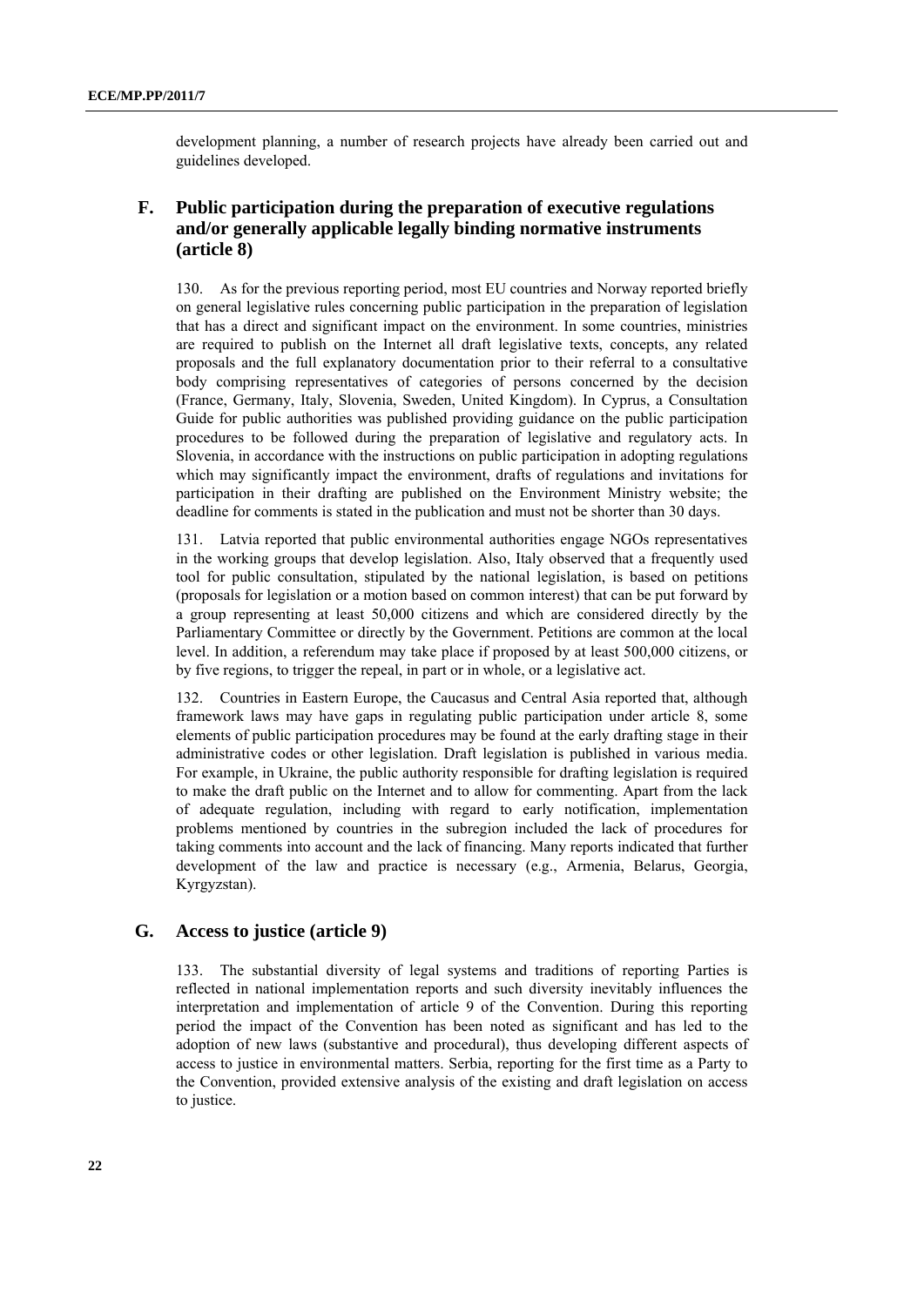development planning, a number of research projects have already been carried out and guidelines developed.

## F. Public participation during the preparation of executive regulations and/or generally applicable legally binding normative instruments (article 8)

130. As for the previous reporting period, most EU countries and Norway reported briefly on general legislative rules concerning public participation in the preparation of legislation that has a direct and significant impact on the environment. In some countries, ministries are required to publish on the Internet all draft legislative texts, concepts, any related proposals and the full explanatory documentation prior to their referral to a consultative body comprising representatives of categories of persons concerned by the decision (France, Germany, Italy, Slovenia, Sweden, United Kingdom). In Cyprus, a Consultation Guide for public authorities was published providing guidance on the public participation procedures to be followed during the preparation of legislative and regulatory acts. In Slovenia, in accordance with the instructions on public participation in adopting regulations which may significantly impact the environment, drafts of regulations and invitations for participation in their drafting are published on the Environment Ministry website; the deadline for comments is stated in the publication and must not be shorter than 30 days.

131. Latvia reported that public environmental authorities engage NGOs representatives in the working groups that develop legislation. Also, Italy observed that a frequently used tool for public consultation, stipulated by the national legislation, is based on petitions (proposals for legislation or a motion based on common interest) that can be put forward by a group representing at least 50,000 citizens and which are considered directly by the Parliamentary Committee or directly by the Government. Petitions are common at the local level. In addition, a referendum may take place if proposed by at least 500,000 citizens, or by five regions, to trigger the repeal, in part or in whole, or a legislative act.

132. Countries in Eastern Europe, the Caucasus and Central Asia reported that, although framework laws may have gaps in regulating public participation under article 8, some elements of public participation procedures may be found at the early drafting stage in their administrative codes or other legislation. Draft legislation is published in various media. For example, in Ukraine, the public authority responsible for drafting legislation is required to make the draft public on the Internet and to allow for commenting. Apart from the lack of adequate regulation, including with regard to early notification, implementation problems mentioned by countries in the subregion included the lack of procedures for taking comments into account and the lack of financing. Many reports indicated that further development of the law and practice is necessary (e.g., Armenia, Belarus, Georgia, Kyrgyzstan).

## G. Access to justice (article 9)

133. The substantial diversity of legal systems and traditions of reporting Parties is reflected in national implementation reports and such diversity inevitably influences the interpretation and implementation of article 9 of the Convention. During this reporting period the impact of the Convention has been noted as significant and has led to the adoption of new laws (substantive and procedural), thus developing different aspects of access to justice in environmental matters. Serbia, reporting for the first time as a Party to the Convention, provided extensive analysis of the existing and draft legislation on access to justice.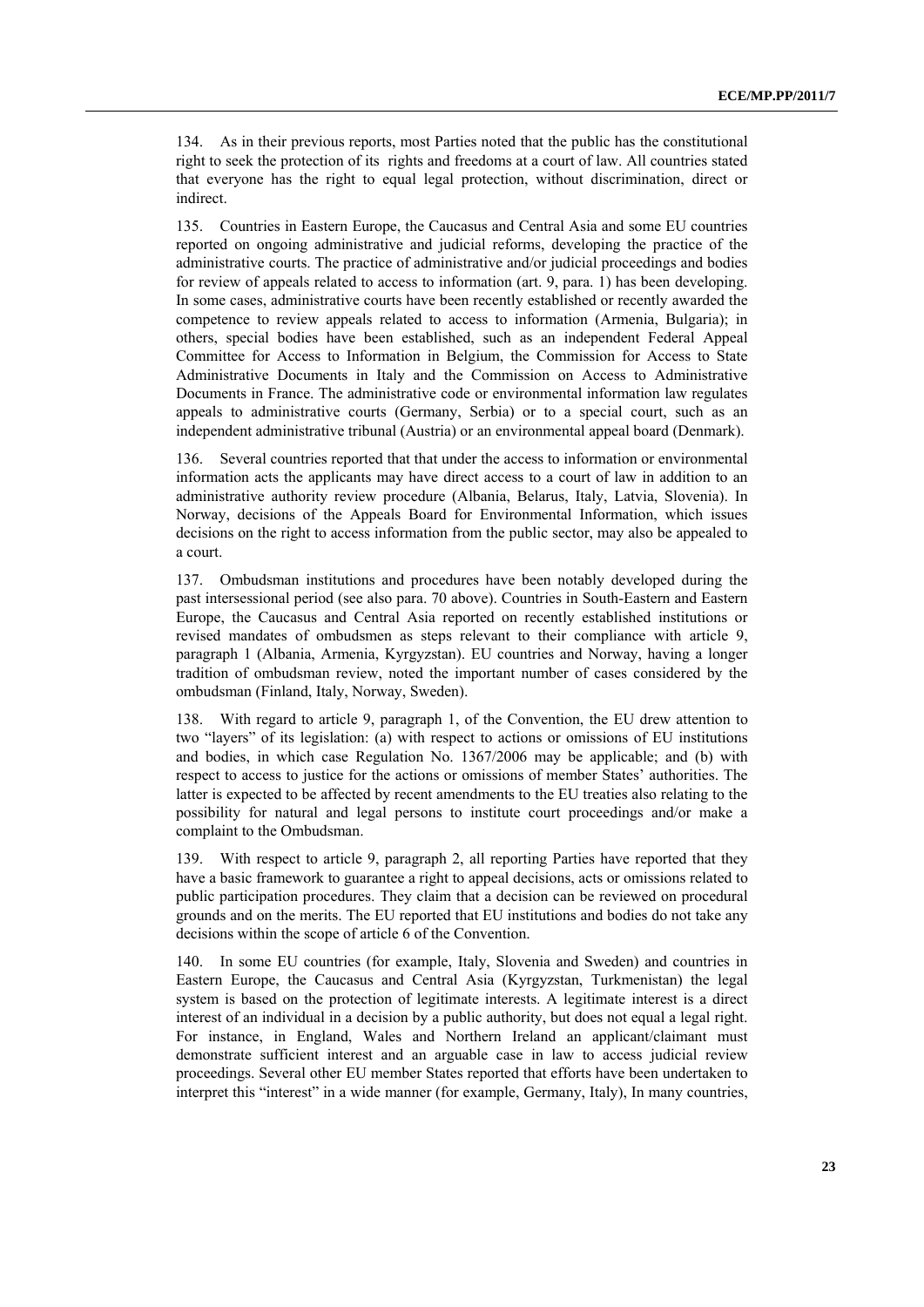134. As in their previous reports, most Parties noted that the public has the constitutional right to seek the protection of its rights and freedoms at a court of law. All countries stated that everyone has the right to equal legal protection, without discrimination, direct or indirect.

135. Countries in Eastern Europe, the Caucasus and Central Asia and some EU countries reported on ongoing administrative and judicial reforms, developing the practice of the administrative courts. The practice of administrative and/or judicial proceedings and bodies for review of appeals related to access to information (art. 9, para. 1) has been developing. In some cases, administrative courts have been recently established or recently awarded the competence to review appeals related to access to information (Armenia, Bulgaria); in others, special bodies have been established, such as an independent Federal Appeal Committee for Access to Information in Belgium, the Commission for Access to State Administrative Documents in Italy and the Commission on Access to Administrative Documents in France. The administrative code or environmental information law regulates appeals to administrative courts (Germany, Serbia) or to a special court, such as an independent administrative tribunal (Austria) or an environmental appeal board (Denmark).

136. Several countries reported that that under the access to information or environmental information acts the applicants may have direct access to a court of law in addition to an administrative authority review procedure (Albania, Belarus, Italy, Latvia, Slovenia). In Norway, decisions of the Appeals Board for Environmental Information, which issues decisions on the right to access information from the public sector, may also be appealed to a court.

137. Ombudsman institutions and procedures have been notably developed during the past intersessional period (see also para. 70 above). Countries in South-Eastern and Eastern Europe, the Caucasus and Central Asia reported on recently established institutions or revised mandates of ombudsmen as steps relevant to their compliance with article 9, paragraph 1 (Albania, Armenia, Kyrgyzstan). EU countries and Norway, having a longer tradition of ombudsman review, noted the important number of cases considered by the ombudsman (Finland, Italy, Norway, Sweden).

138. With regard to article 9, paragraph 1, of the Convention, the EU drew attention to two "layers" of its legislation: (a) with respect to actions or omissions of EU institutions and bodies, in which case Regulation No. 1367/2006 may be applicable; and (b) with respect to access to justice for the actions or omissions of member States' authorities. The latter is expected to be affected by recent amendments to the EU treaties also relating to the possibility for natural and legal persons to institute court proceedings and/or make a complaint to the Ombudsman.

139. With respect to article 9, paragraph 2, all reporting Parties have reported that they have a basic framework to guarantee a right to appeal decisions, acts or omissions related to public participation procedures. They claim that a decision can be reviewed on procedural grounds and on the merits. The EU reported that EU institutions and bodies do not take any decisions within the scope of article 6 of the Convention.

140. In some EU countries (for example, Italy, Slovenia and Sweden) and countries in Eastern Europe, the Caucasus and Central Asia (Kyrgyzstan, Turkmenistan) the legal system is based on the protection of legitimate interests. A legitimate interest is a direct interest of an individual in a decision by a public authority, but does not equal a legal right. For instance, in England, Wales and Northern Ireland an applicant/claimant must demonstrate sufficient interest and an arguable case in law to access judicial review proceedings. Several other EU member States reported that efforts have been undertaken to interpret this "interest" in a wide manner (for example, Germany, Italy), In many countries,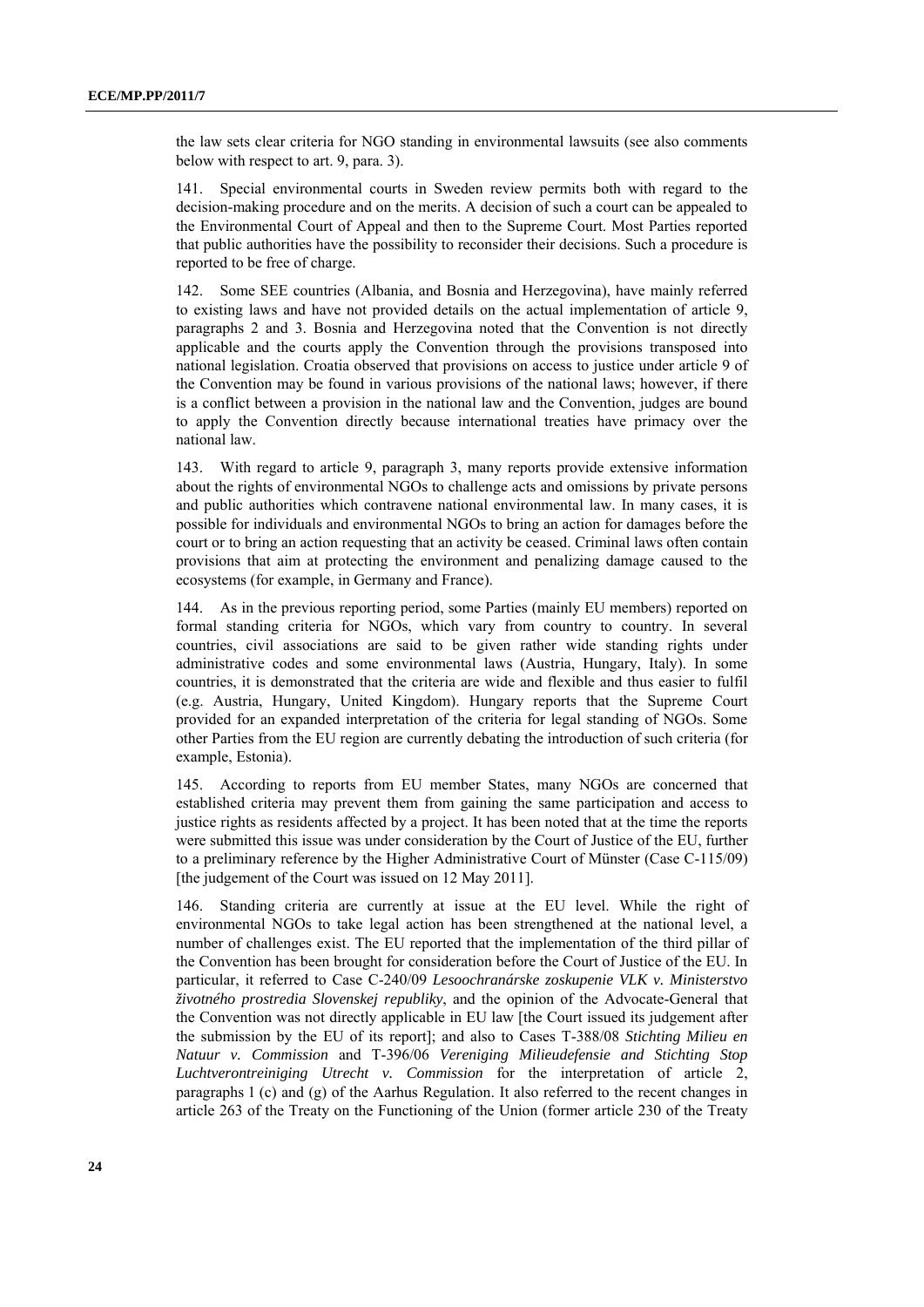the law sets clear criteria for NGO standing in environmental lawsuits (see also comments below with respect to art. 9, para. 3).

141. Special environmental courts in Sweden review permits both with regard to the decision-making procedure and on the merits. A decision of such a court can be appealed to the Environmental Court of Appeal and then to the Supreme Court. Most Parties reported that public authorities have the possibility to reconsider their decisions. Such a procedure is reported to be free of charge.

142. Some SEE countries (Albania, and Bosnia and Herzegovina), have mainly referred to existing laws and have not provided details on the actual implementation of article 9, paragraphs 2 and 3. Bosnia and Herzegovina noted that the Convention is not directly applicable and the courts apply the Convention through the provisions transposed into national legislation. Croatia observed that provisions on access to justice under article 9 of the Convention may be found in various provisions of the national laws; however, if there is a conflict between a provision in the national law and the Convention, judges are bound to apply the Convention directly because international treaties have primacy over the national law.

143. With regard to article 9, paragraph 3, many reports provide extensive information about the rights of environmental NGOs to challenge acts and omissions by private persons and public authorities which contravene national environmental law. In many cases, it is possible for individuals and environmental NGOs to bring an action for damages before the court or to bring an action requesting that an activity be ceased. Criminal laws often contain provisions that aim at protecting the environment and penalizing damage caused to the ecosystems (for example, in Germany and France).

144. As in the previous reporting period, some Parties (mainly EU members) reported on formal standing criteria for NGOs, which vary from country to country. In several countries, civil associations are said to be given rather wide standing rights under administrative codes and some environmental laws (Austria, Hungary, Italy). In some countries, it is demonstrated that the criteria are wide and flexible and thus easier to fulfil (e.g. Austria, Hungary, United Kingdom). Hungary reports that the Supreme Court provided for an expanded interpretation of the criteria for legal standing of NGOs. Some other Parties from the EU region are currently debating the introduction of such criteria (for example, Estonia).

145. According to reports from EU member States, many NGOs are concerned that established criteria may prevent them from gaining the same participation and access to justice rights as residents affected by a project. It has been noted that at the time the reports were submitted this issue was under consideration by the Court of Justice of the EU, further to a preliminary reference by the Higher Administrative Court of Münster (Case C-115/09) [the judgement of the Court was issued on 12 May 2011].

146. Standing criteria are currently at issue at the EU level. While the right of environmental NGOs to take legal action has been strengthened at the national level, a number of challenges exist. The EU reported that the implementation of the third pillar of the Convention has been brought for consideration before the Court of Justice of the EU. In particular, it referred to Case C-240/09 *Lesoochranárske zoskupenie VLK v. Ministerstvo životného prostredia Slovenskej republiky*, and the opinion of the Advocate-General that the Convention was not directly applicable in EU law [the Court issued its judgement after the submission by the EU of its report]; and also to Cases T-388/08 *Stichting Milieu en Natuur v. Commission* and T-396/06 *Vereniging Milieudefensie and Stichting Stop Luchtverontreiniging Utrecht v. Commission* for the interpretation of article 2, paragraphs 1 (c) and (g) of the Aarhus Regulation. It also referred to the recent changes in article 263 of the Treaty on the Functioning of the Union (former article 230 of the Treaty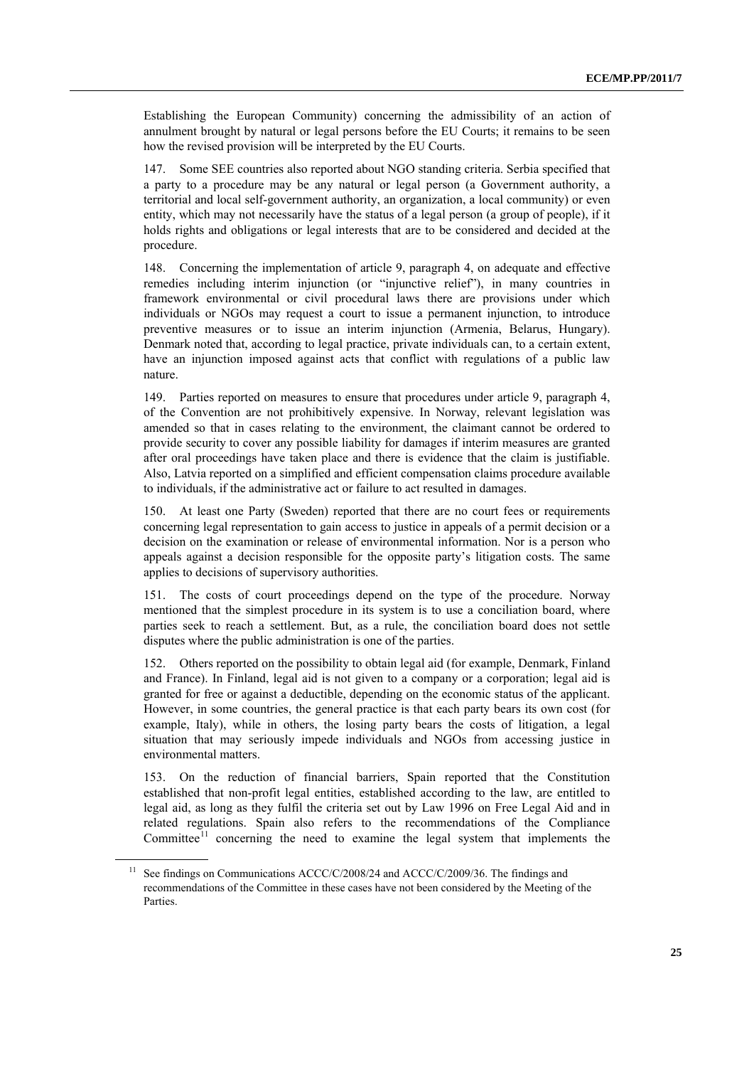Establishing the European Community) concerning the admissibility of an action of annulment brought by natural or legal persons before the EU Courts; it remains to be seen how the revised provision will be interpreted by the EU Courts.

147. Some SEE countries also reported about NGO standing criteria. Serbia specified that a party to a procedure may be any natural or legal person (a Government authority, a territorial and local self-government authority, an organization, a local community) or even entity, which may not necessarily have the status of a legal person (a group of people), if it holds rights and obligations or legal interests that are to be considered and decided at the procedure.

148. Concerning the implementation of article 9, paragraph 4, on adequate and effective remedies including interim injunction (or "injunctive relief"), in many countries in framework environmental or civil procedural laws there are provisions under which individuals or NGOs may request a court to issue a permanent injunction, to introduce preventive measures or to issue an interim injunction (Armenia, Belarus, Hungary). Denmark noted that, according to legal practice, private individuals can, to a certain extent, have an injunction imposed against acts that conflict with regulations of a public law nature.

149. Parties reported on measures to ensure that procedures under article 9, paragraph 4, of the Convention are not prohibitively expensive. In Norway, relevant legislation was amended so that in cases relating to the environment, the claimant cannot be ordered to provide security to cover any possible liability for damages if interim measures are granted after oral proceedings have taken place and there is evidence that the claim is justifiable. Also, Latvia reported on a simplified and efficient compensation claims procedure available to individuals, if the administrative act or failure to act resulted in damages.

150. At least one Party (Sweden) reported that there are no court fees or requirements concerning legal representation to gain access to justice in appeals of a permit decision or a decision on the examination or release of environmental information. Nor is a person who appeals against a decision responsible for the opposite party's litigation costs. The same applies to decisions of supervisory authorities.

151. The costs of court proceedings depend on the type of the procedure. Norway mentioned that the simplest procedure in its system is to use a conciliation board, where parties seek to reach a settlement. But, as a rule, the conciliation board does not settle disputes where the public administration is one of the parties.

152. Others reported on the possibility to obtain legal aid (for example, Denmark, Finland and France). In Finland, legal aid is not given to a company or a corporation; legal aid is granted for free or against a deductible, depending on the economic status of the applicant. However, in some countries, the general practice is that each party bears its own cost (for example, Italy), while in others, the losing party bears the costs of litigation, a legal situation that may seriously impede individuals and NGOs from accessing justice in environmental matters.

153. On the reduction of financial barriers, Spain reported that the Constitution established that non-profit legal entities, established according to the law, are entitled to legal aid, as long as they fulfil the criteria set out by Law 1996 on Free Legal Aid and in related regulations. Spain also refers to the recommendations of the Compliance Committee[11] concerning the need to examine the legal system that implements the

---

[11] See findings on Communications ACCC/C/2008/24 and ACCC/C/2009/36. The findings and recommendations of the Committee in these cases have not been considered by the Meeting of the Parties.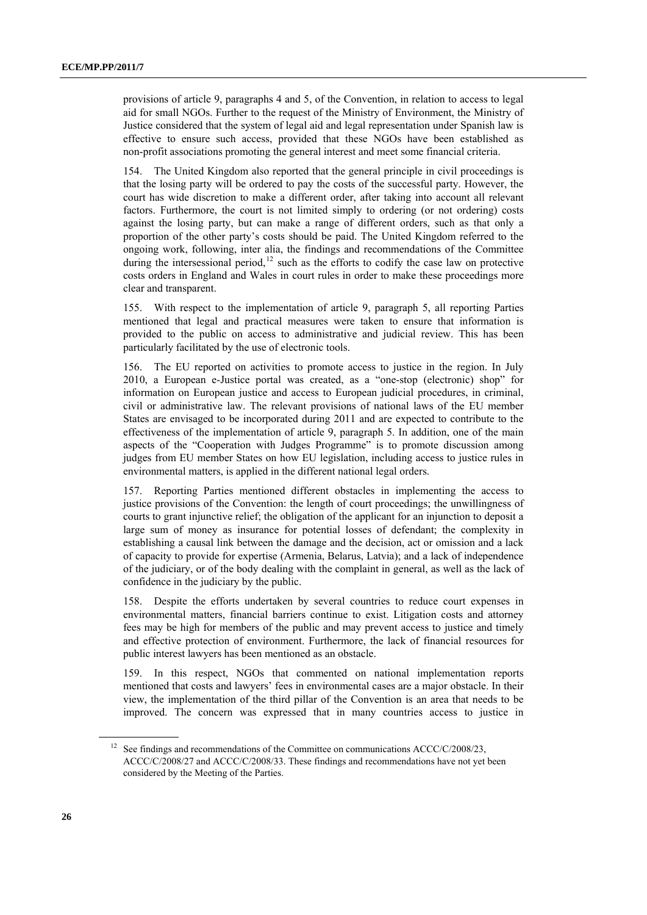provisions of article 9, paragraphs 4 and 5, of the Convention, in relation to access to legal aid for small NGOs. Further to the request of the Ministry of Environment, the Ministry of Justice considered that the system of legal aid and legal representation under Spanish law is effective to ensure such access, provided that these NGOs have been established as non-profit associations promoting the general interest and meet some financial criteria.

154. The United Kingdom also reported that the general principle in civil proceedings is that the losing party will be ordered to pay the costs of the successful party. However, the court has wide discretion to make a different order, after taking into account all relevant factors. Furthermore, the court is not limited simply to ordering (or not ordering) costs against the losing party, but can make a range of different orders, such as that only a proportion of the other party's costs should be paid. The United Kingdom referred to the ongoing work, following, inter alia, the findings and recommendations of the Committee during the intersessional period,[12] such as the efforts to codify the case law on protective costs orders in England and Wales in court rules in order to make these proceedings more clear and transparent.

155. With respect to the implementation of article 9, paragraph 5, all reporting Parties mentioned that legal and practical measures were taken to ensure that information is provided to the public on access to administrative and judicial review. This has been particularly facilitated by the use of electronic tools.

156. The EU reported on activities to promote access to justice in the region. In July 2010, a European e-Justice portal was created, as a "one-stop (electronic) shop" for information on European justice and access to European judicial procedures, in criminal, civil or administrative law. The relevant provisions of national laws of the EU member States are envisaged to be incorporated during 2011 and are expected to contribute to the effectiveness of the implementation of article 9, paragraph 5. In addition, one of the main aspects of the "Cooperation with Judges Programme" is to promote discussion among judges from EU member States on how EU legislation, including access to justice rules in environmental matters, is applied in the different national legal orders.

157. Reporting Parties mentioned different obstacles in implementing the access to justice provisions of the Convention: the length of court proceedings; the unwillingness of courts to grant injunctive relief; the obligation of the applicant for an injunction to deposit a large sum of money as insurance for potential losses of defendant; the complexity in establishing a causal link between the damage and the decision, act or omission and a lack of capacity to provide for expertise (Armenia, Belarus, Latvia); and a lack of independence of the judiciary, or of the body dealing with the complaint in general, as well as the lack of confidence in the judiciary by the public.

158. Despite the efforts undertaken by several countries to reduce court expenses in environmental matters, financial barriers continue to exist. Litigation costs and attorney fees may be high for members of the public and may prevent access to justice and timely and effective protection of environment. Furthermore, the lack of financial resources for public interest lawyers has been mentioned as an obstacle.

159. In this respect, NGOs that commented on national implementation reports mentioned that costs and lawyers' fees in environmental cases are a major obstacle. In their view, the implementation of the third pillar of the Convention is an area that needs to be improved. The concern was expressed that in many countries access to justice in

---

[12] See findings and recommendations of the Committee on communications ACCC/C/2008/23, ACCC/C/2008/27 and ACCC/C/2008/33. These findings and recommendations have not yet been considered by the Meeting of the Parties.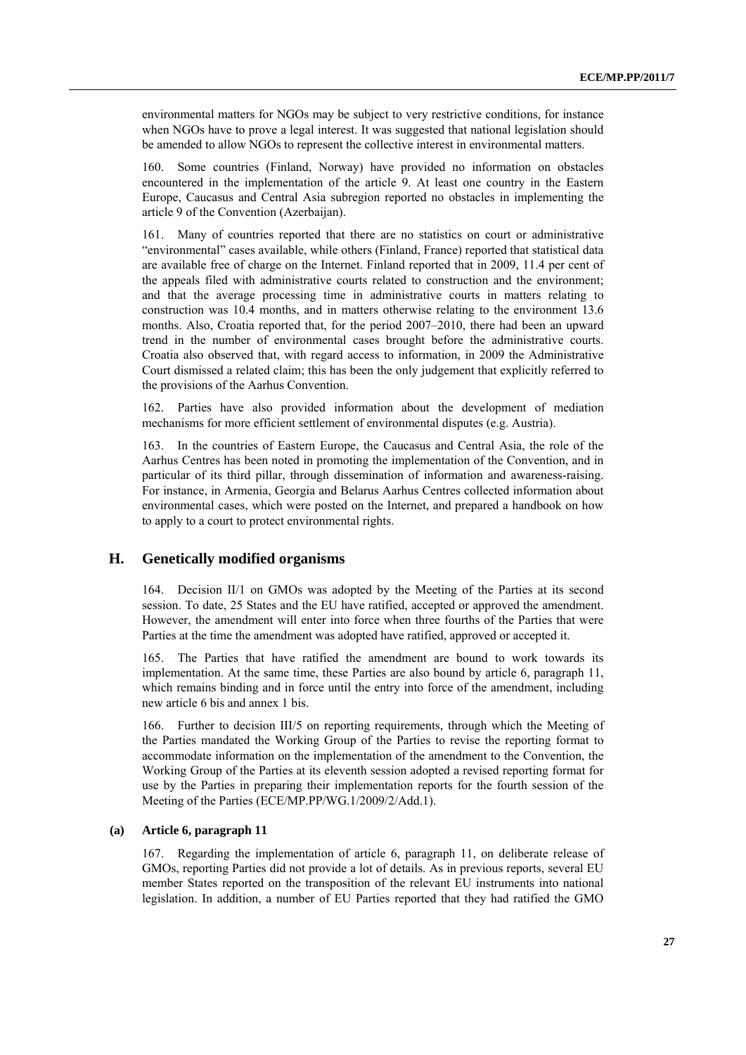environmental matters for NGOs may be subject to very restrictive conditions, for instance when NGOs have to prove a legal interest. It was suggested that national legislation should be amended to allow NGOs to represent the collective interest in environmental matters.

160. Some countries (Finland, Norway) have provided no information on obstacles encountered in the implementation of the article 9. At least one country in the Eastern Europe, Caucasus and Central Asia subregion reported no obstacles in implementing the article 9 of the Convention (Azerbaijan).

161. Many of countries reported that there are no statistics on court or administrative "environmental" cases available, while others (Finland, France) reported that statistical data are available free of charge on the Internet. Finland reported that in 2009, 11.4 per cent of the appeals filed with administrative courts related to construction and the environment; and that the average processing time in administrative courts in matters relating to construction was 10.4 months, and in matters otherwise relating to the environment 13.6 months. Also, Croatia reported that, for the period 2007–2010, there had been an upward trend in the number of environmental cases brought before the administrative courts. Croatia also observed that, with regard access to information, in 2009 the Administrative Court dismissed a related claim; this has been the only judgement that explicitly referred to the provisions of the Aarhus Convention.

162. Parties have also provided information about the development of mediation mechanisms for more efficient settlement of environmental disputes (e.g. Austria).

163. In the countries of Eastern Europe, the Caucasus and Central Asia, the role of the Aarhus Centres has been noted in promoting the implementation of the Convention, and in particular of its third pillar, through dissemination of information and awareness-raising. For instance, in Armenia, Georgia and Belarus Aarhus Centres collected information about environmental cases, which were posted on the Internet, and prepared a handbook on how to apply to a court to protect environmental rights.

## H. Genetically modified organisms

164. Decision II/1 on GMOs was adopted by the Meeting of the Parties at its second session. To date, 25 States and the EU have ratified, accepted or approved the amendment. However, the amendment will enter into force when three fourths of the Parties that were Parties at the time the amendment was adopted have ratified, approved or accepted it.

165. The Parties that have ratified the amendment are bound to work towards its implementation. At the same time, these Parties are also bound by article 6, paragraph 11, which remains binding and in force until the entry into force of the amendment, including new article 6 bis and annex 1 bis.

166. Further to decision III/5 on reporting requirements, through which the Meeting of the Parties mandated the Working Group of the Parties to revise the reporting format to accommodate information on the implementation of the amendment to the Convention, the Working Group of the Parties at its eleventh session adopted a revised reporting format for use by the Parties in preparing their implementation reports for the fourth session of the Meeting of the Parties (ECE/MP.PP/WG.1/2009/2/Add.1).

### (a) Article 6, paragraph 11

167. Regarding the implementation of article 6, paragraph 11, on deliberate release of GMOs, reporting Parties did not provide a lot of details. As in previous reports, several EU member States reported on the transposition of the relevant EU instruments into national legislation. In addition, a number of EU Parties reported that they had ratified the GMO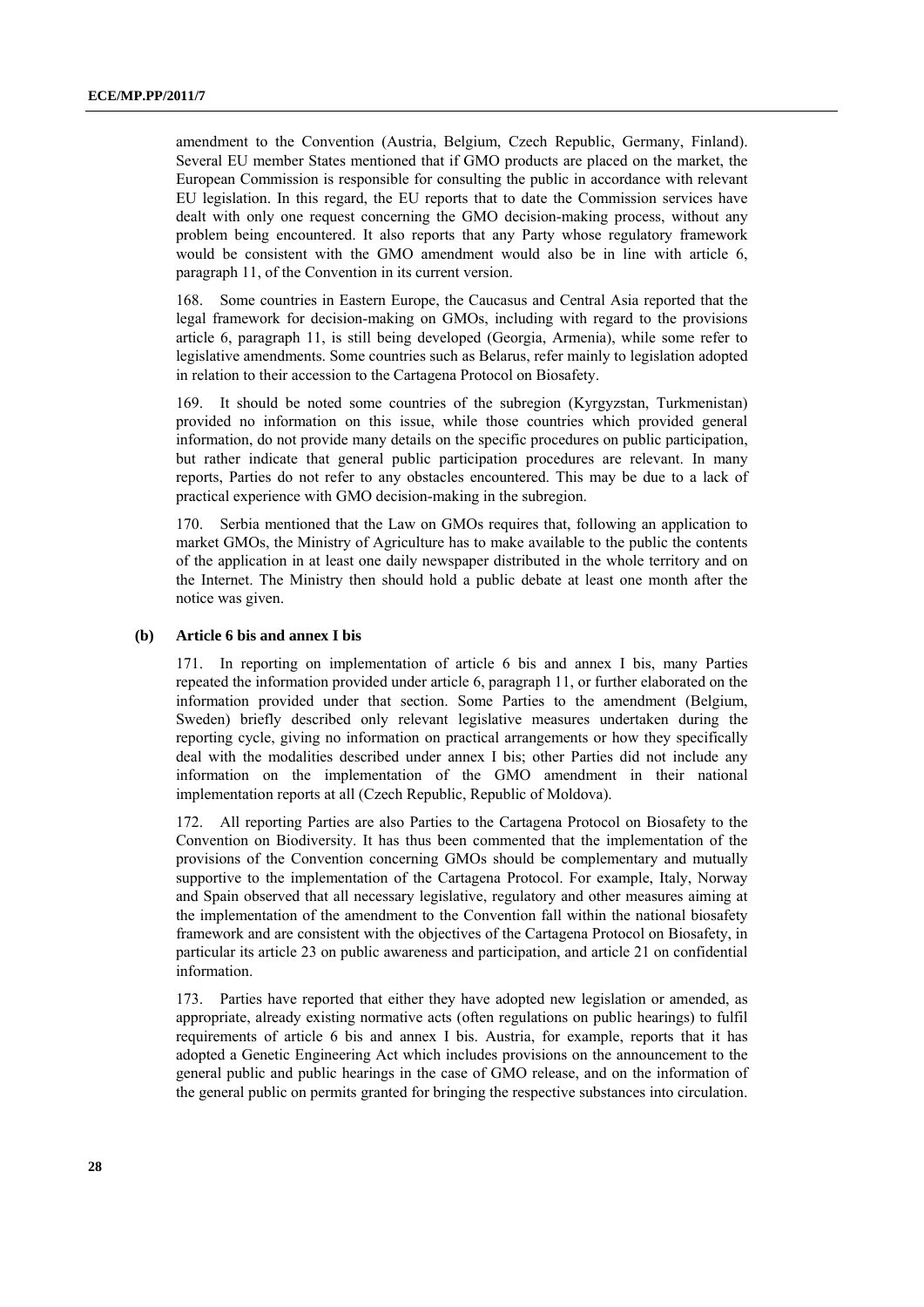amendment to the Convention (Austria, Belgium, Czech Republic, Germany, Finland). Several EU member States mentioned that if GMO products are placed on the market, the European Commission is responsible for consulting the public in accordance with relevant EU legislation. In this regard, the EU reports that to date the Commission services have dealt with only one request concerning the GMO decision-making process, without any problem being encountered. It also reports that any Party whose regulatory framework would be consistent with the GMO amendment would also be in line with article 6, paragraph 11, of the Convention in its current version.

168. Some countries in Eastern Europe, the Caucasus and Central Asia reported that the legal framework for decision-making on GMOs, including with regard to the provisions article 6, paragraph 11, is still being developed (Georgia, Armenia), while some refer to legislative amendments. Some countries such as Belarus, refer mainly to legislation adopted in relation to their accession to the Cartagena Protocol on Biosafety.

169. It should be noted some countries of the subregion (Kyrgyzstan, Turkmenistan) provided no information on this issue, while those countries which provided general information, do not provide many details on the specific procedures on public participation, but rather indicate that general public participation procedures are relevant. In many reports, Parties do not refer to any obstacles encountered. This may be due to a lack of practical experience with GMO decision-making in the subregion.

170. Serbia mentioned that the Law on GMOs requires that, following an application to market GMOs, the Ministry of Agriculture has to make available to the public the contents of the application in at least one daily newspaper distributed in the whole territory and on the Internet. The Ministry then should hold a public debate at least one month after the notice was given.

### (b) Article 6 bis and annex I bis

171. In reporting on implementation of article 6 bis and annex I bis, many Parties repeated the information provided under article 6, paragraph 11, or further elaborated on the information provided under that section. Some Parties to the amendment (Belgium, Sweden) briefly described only relevant legislative measures undertaken during the reporting cycle, giving no information on practical arrangements or how they specifically deal with the modalities described under annex I bis; other Parties did not include any information on the implementation of the GMO amendment in their national implementation reports at all (Czech Republic, Republic of Moldova).

172. All reporting Parties are also Parties to the Cartagena Protocol on Biosafety to the Convention on Biodiversity. It has thus been commented that the implementation of the provisions of the Convention concerning GMOs should be complementary and mutually supportive to the implementation of the Cartagena Protocol. For example, Italy, Norway and Spain observed that all necessary legislative, regulatory and other measures aiming at the implementation of the amendment to the Convention fall within the national biosafety framework and are consistent with the objectives of the Cartagena Protocol on Biosafety, in particular its article 23 on public awareness and participation, and article 21 on confidential information.

173. Parties have reported that either they have adopted new legislation or amended, as appropriate, already existing normative acts (often regulations on public hearings) to fulfil requirements of article 6 bis and annex I bis. Austria, for example, reports that it has adopted a Genetic Engineering Act which includes provisions on the announcement to the general public and public hearings in the case of GMO release, and on the information of the general public on permits granted for bringing the respective substances into circulation.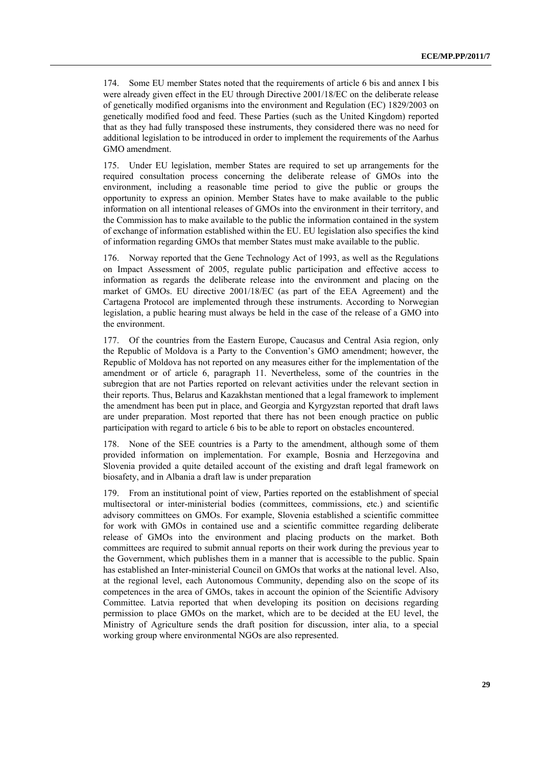174. Some EU member States noted that the requirements of article 6 bis and annex I bis were already given effect in the EU through Directive 2001/18/EC on the deliberate release of genetically modified organisms into the environment and Regulation (EC) 1829/2003 on genetically modified food and feed. These Parties (such as the United Kingdom) reported that as they had fully transposed these instruments, they considered there was no need for additional legislation to be introduced in order to implement the requirements of the Aarhus GMO amendment.

175. Under EU legislation, member States are required to set up arrangements for the required consultation process concerning the deliberate release of GMOs into the environment, including a reasonable time period to give the public or groups the opportunity to express an opinion. Member States have to make available to the public information on all intentional releases of GMOs into the environment in their territory, and the Commission has to make available to the public the information contained in the system of exchange of information established within the EU. EU legislation also specifies the kind of information regarding GMOs that member States must make available to the public.

176. Norway reported that the Gene Technology Act of 1993, as well as the Regulations on Impact Assessment of 2005, regulate public participation and effective access to information as regards the deliberate release into the environment and placing on the market of GMOs. EU directive 2001/18/EC (as part of the EEA Agreement) and the Cartagena Protocol are implemented through these instruments. According to Norwegian legislation, a public hearing must always be held in the case of the release of a GMO into the environment.

177. Of the countries from the Eastern Europe, Caucasus and Central Asia region, only the Republic of Moldova is a Party to the Convention's GMO amendment; however, the Republic of Moldova has not reported on any measures either for the implementation of the amendment or of article 6, paragraph 11. Nevertheless, some of the countries in the subregion that are not Parties reported on relevant activities under the relevant section in their reports. Thus, Belarus and Kazakhstan mentioned that a legal framework to implement the amendment has been put in place, and Georgia and Kyrgyzstan reported that draft laws are under preparation. Most reported that there has not been enough practice on public participation with regard to article 6 bis to be able to report on obstacles encountered.

178. None of the SEE countries is a Party to the amendment, although some of them provided information on implementation. For example, Bosnia and Herzegovina and Slovenia provided a quite detailed account of the existing and draft legal framework on biosafety, and in Albania a draft law is under preparation

179. From an institutional point of view, Parties reported on the establishment of special multisectoral or inter-ministerial bodies (committees, commissions, etc.) and scientific advisory committees on GMOs. For example, Slovenia established a scientific committee for work with GMOs in contained use and a scientific committee regarding deliberate release of GMOs into the environment and placing products on the market. Both committees are required to submit annual reports on their work during the previous year to the Government, which publishes them in a manner that is accessible to the public. Spain has established an Inter-ministerial Council on GMOs that works at the national level. Also, at the regional level, each Autonomous Community, depending also on the scope of its competences in the area of GMOs, takes in account the opinion of the Scientific Advisory Committee. Latvia reported that when developing its position on decisions regarding permission to place GMOs on the market, which are to be decided at the EU level, the Ministry of Agriculture sends the draft position for discussion, inter alia, to a special working group where environmental NGOs are also represented.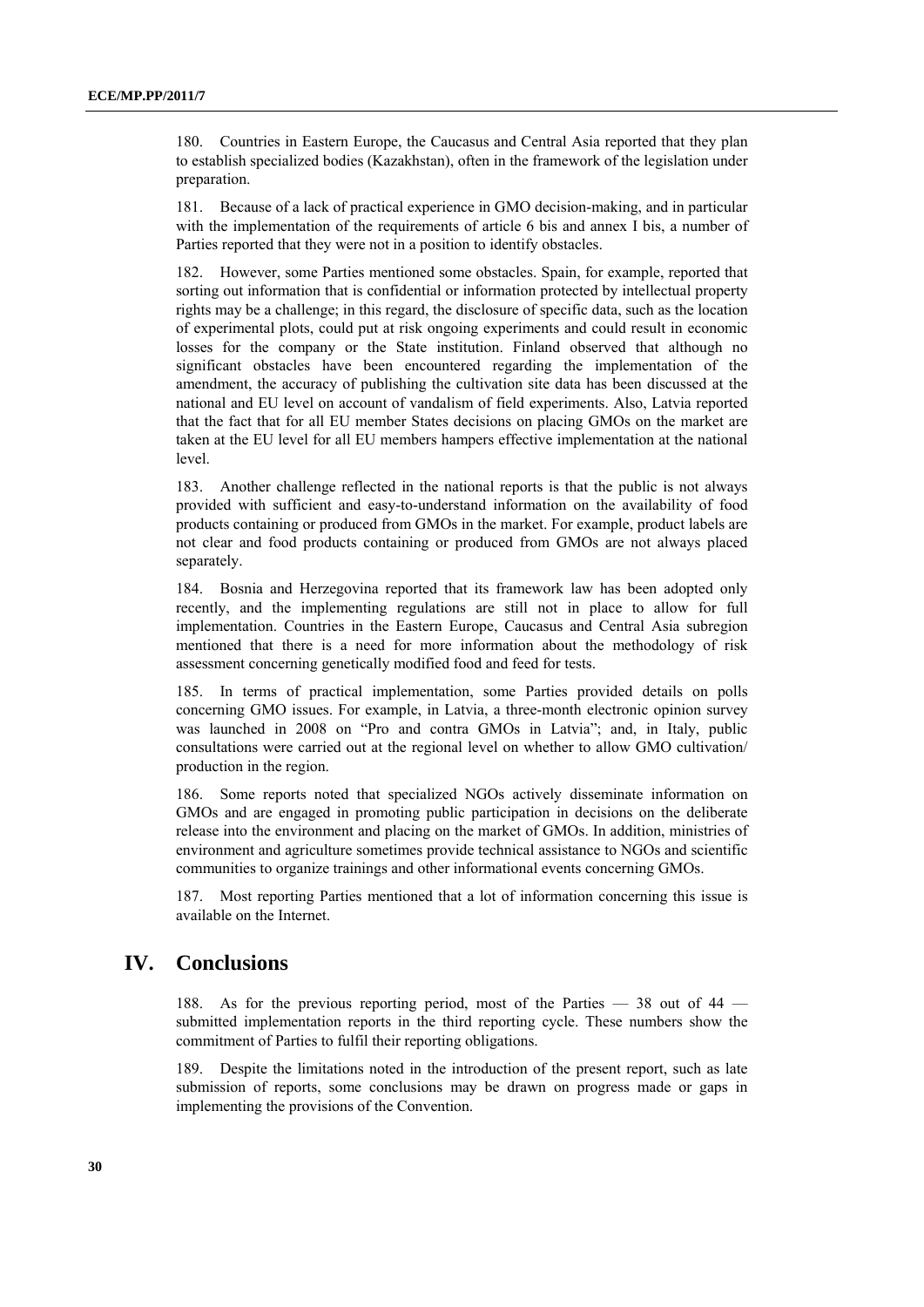180. Countries in Eastern Europe, the Caucasus and Central Asia reported that they plan to establish specialized bodies (Kazakhstan), often in the framework of the legislation under preparation.

181. Because of a lack of practical experience in GMO decision-making, and in particular with the implementation of the requirements of article 6 bis and annex I bis, a number of Parties reported that they were not in a position to identify obstacles.

182. However, some Parties mentioned some obstacles. Spain, for example, reported that sorting out information that is confidential or information protected by intellectual property rights may be a challenge; in this regard, the disclosure of specific data, such as the location of experimental plots, could put at risk ongoing experiments and could result in economic losses for the company or the State institution. Finland observed that although no significant obstacles have been encountered regarding the implementation of the amendment, the accuracy of publishing the cultivation site data has been discussed at the national and EU level on account of vandalism of field experiments. Also, Latvia reported that the fact that for all EU member States decisions on placing GMOs on the market are taken at the EU level for all EU members hampers effective implementation at the national level.

183. Another challenge reflected in the national reports is that the public is not always provided with sufficient and easy-to-understand information on the availability of food products containing or produced from GMOs in the market. For example, product labels are not clear and food products containing or produced from GMOs are not always placed separately.

184. Bosnia and Herzegovina reported that its framework law has been adopted only recently, and the implementing regulations are still not in place to allow for full implementation. Countries in the Eastern Europe, Caucasus and Central Asia subregion mentioned that there is a need for more information about the methodology of risk assessment concerning genetically modified food and feed for tests.

185. In terms of practical implementation, some Parties provided details on polls concerning GMO issues. For example, in Latvia, a three-month electronic opinion survey was launched in 2008 on "Pro and contra GMOs in Latvia"; and, in Italy, public consultations were carried out at the regional level on whether to allow GMO cultivation/ production in the region.

186. Some reports noted that specialized NGOs actively disseminate information on GMOs and are engaged in promoting public participation in decisions on the deliberate release into the environment and placing on the market of GMOs. In addition, ministries of environment and agriculture sometimes provide technical assistance to NGOs and scientific communities to organize trainings and other informational events concerning GMOs.

187. Most reporting Parties mentioned that a lot of information concerning this issue is available on the Internet.

# IV. Conclusions

188. As for the previous reporting period, most of the Parties — 38 out of 44 — submitted implementation reports in the third reporting cycle. These numbers show the commitment of Parties to fulfil their reporting obligations.

189. Despite the limitations noted in the introduction of the present report, such as late submission of reports, some conclusions may be drawn on progress made or gaps in implementing the provisions of the Convention.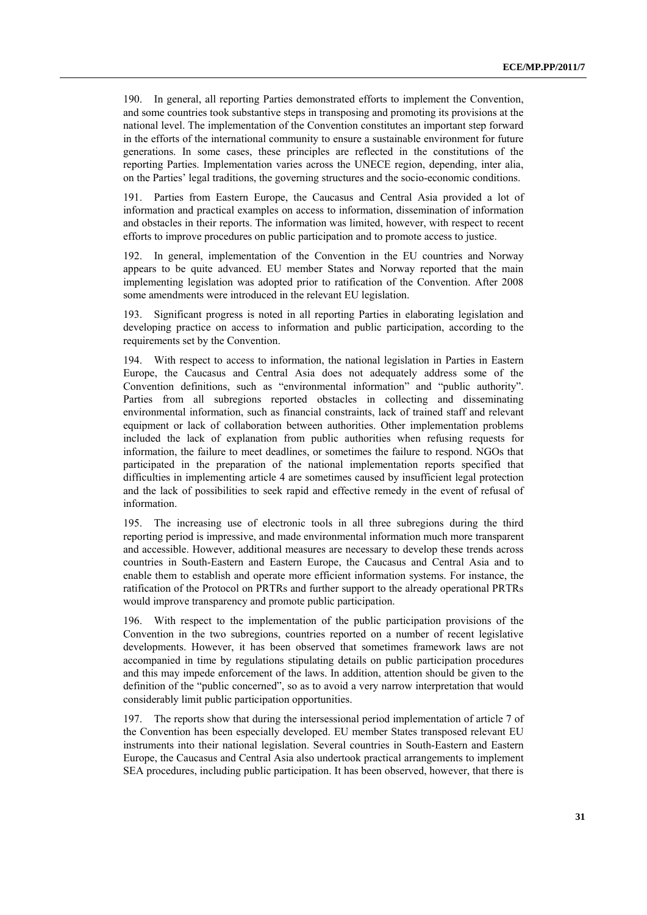190. In general, all reporting Parties demonstrated efforts to implement the Convention, and some countries took substantive steps in transposing and promoting its provisions at the national level. The implementation of the Convention constitutes an important step forward in the efforts of the international community to ensure a sustainable environment for future generations. In some cases, these principles are reflected in the constitutions of the reporting Parties. Implementation varies across the UNECE region, depending, inter alia, on the Parties' legal traditions, the governing structures and the socio-economic conditions.

191. Parties from Eastern Europe, the Caucasus and Central Asia provided a lot of information and practical examples on access to information, dissemination of information and obstacles in their reports. The information was limited, however, with respect to recent efforts to improve procedures on public participation and to promote access to justice.

192. In general, implementation of the Convention in the EU countries and Norway appears to be quite advanced. EU member States and Norway reported that the main implementing legislation was adopted prior to ratification of the Convention. After 2008 some amendments were introduced in the relevant EU legislation.

193. Significant progress is noted in all reporting Parties in elaborating legislation and developing practice on access to information and public participation, according to the requirements set by the Convention.

194. With respect to access to information, the national legislation in Parties in Eastern Europe, the Caucasus and Central Asia does not adequately address some of the Convention definitions, such as "environmental information" and "public authority". Parties from all subregions reported obstacles in collecting and disseminating environmental information, such as financial constraints, lack of trained staff and relevant equipment or lack of collaboration between authorities. Other implementation problems included the lack of explanation from public authorities when refusing requests for information, the failure to meet deadlines, or sometimes the failure to respond. NGOs that participated in the preparation of the national implementation reports specified that difficulties in implementing article 4 are sometimes caused by insufficient legal protection and the lack of possibilities to seek rapid and effective remedy in the event of refusal of information.

195. The increasing use of electronic tools in all three subregions during the third reporting period is impressive, and made environmental information much more transparent and accessible. However, additional measures are necessary to develop these trends across countries in South-Eastern and Eastern Europe, the Caucasus and Central Asia and to enable them to establish and operate more efficient information systems. For instance, the ratification of the Protocol on PRTRs and further support to the already operational PRTRs would improve transparency and promote public participation.

196. With respect to the implementation of the public participation provisions of the Convention in the two subregions, countries reported on a number of recent legislative developments. However, it has been observed that sometimes framework laws are not accompanied in time by regulations stipulating details on public participation procedures and this may impede enforcement of the laws. In addition, attention should be given to the definition of the "public concerned", so as to avoid a very narrow interpretation that would considerably limit public participation opportunities.

197. The reports show that during the intersessional period implementation of article 7 of the Convention has been especially developed. EU member States transposed relevant EU instruments into their national legislation. Several countries in South-Eastern and Eastern Europe, the Caucasus and Central Asia also undertook practical arrangements to implement SEA procedures, including public participation. It has been observed, however, that there is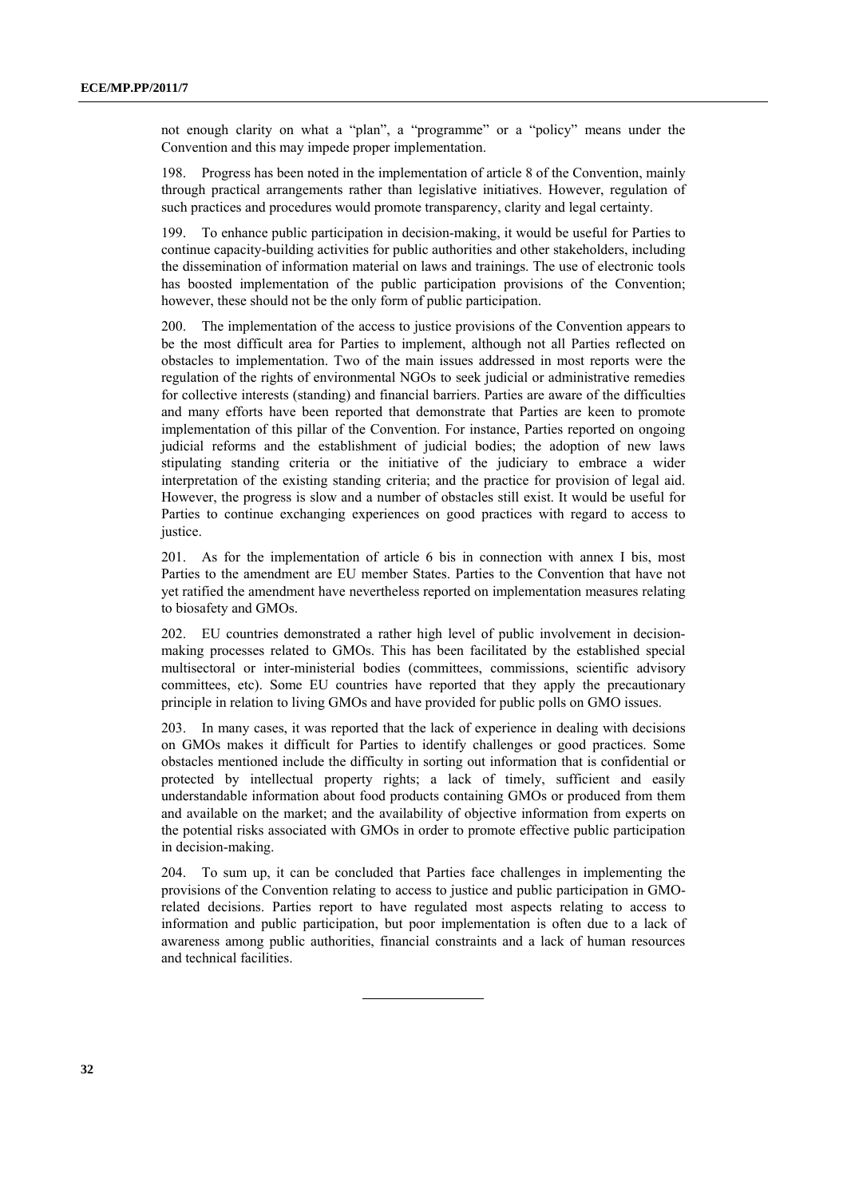not enough clarity on what a "plan", a "programme" or a "policy" means under the Convention and this may impede proper implementation.

198. Progress has been noted in the implementation of article 8 of the Convention, mainly through practical arrangements rather than legislative initiatives. However, regulation of such practices and procedures would promote transparency, clarity and legal certainty.

199. To enhance public participation in decision-making, it would be useful for Parties to continue capacity-building activities for public authorities and other stakeholders, including the dissemination of information material on laws and trainings. The use of electronic tools has boosted implementation of the public participation provisions of the Convention; however, these should not be the only form of public participation.

200. The implementation of the access to justice provisions of the Convention appears to be the most difficult area for Parties to implement, although not all Parties reflected on obstacles to implementation. Two of the main issues addressed in most reports were the regulation of the rights of environmental NGOs to seek judicial or administrative remedies for collective interests (standing) and financial barriers. Parties are aware of the difficulties and many efforts have been reported that demonstrate that Parties are keen to promote implementation of this pillar of the Convention. For instance, Parties reported on ongoing judicial reforms and the establishment of judicial bodies; the adoption of new laws stipulating standing criteria or the initiative of the judiciary to embrace a wider interpretation of the existing standing criteria; and the practice for provision of legal aid. However, the progress is slow and a number of obstacles still exist. It would be useful for Parties to continue exchanging experiences on good practices with regard to access to justice.

201. As for the implementation of article 6 bis in connection with annex I bis, most Parties to the amendment are EU member States. Parties to the Convention that have not yet ratified the amendment have nevertheless reported on implementation measures relating to biosafety and GMOs.

202. EU countries demonstrated a rather high level of public involvement in decision-making processes related to GMOs. This has been facilitated by the established special multisectoral or inter-ministerial bodies (committees, commissions, scientific advisory committees, etc). Some EU countries have reported that they apply the precautionary principle in relation to living GMOs and have provided for public polls on GMO issues.

203. In many cases, it was reported that the lack of experience in dealing with decisions on GMOs makes it difficult for Parties to identify challenges or good practices. Some obstacles mentioned include the difficulty in sorting out information that is confidential or protected by intellectual property rights; a lack of timely, sufficient and easily understandable information about food products containing GMOs or produced from them and available on the market; and the availability of objective information from experts on the potential risks associated with GMOs in order to promote effective public participation in decision-making.

204. To sum up, it can be concluded that Parties face challenges in implementing the provisions of the Convention relating to access to justice and public participation in GMO-related decisions. Parties report to have regulated most aspects relating to access to information and public participation, but poor implementation is often due to a lack of awareness among public authorities, financial constraints and a lack of human resources and technical facilities.